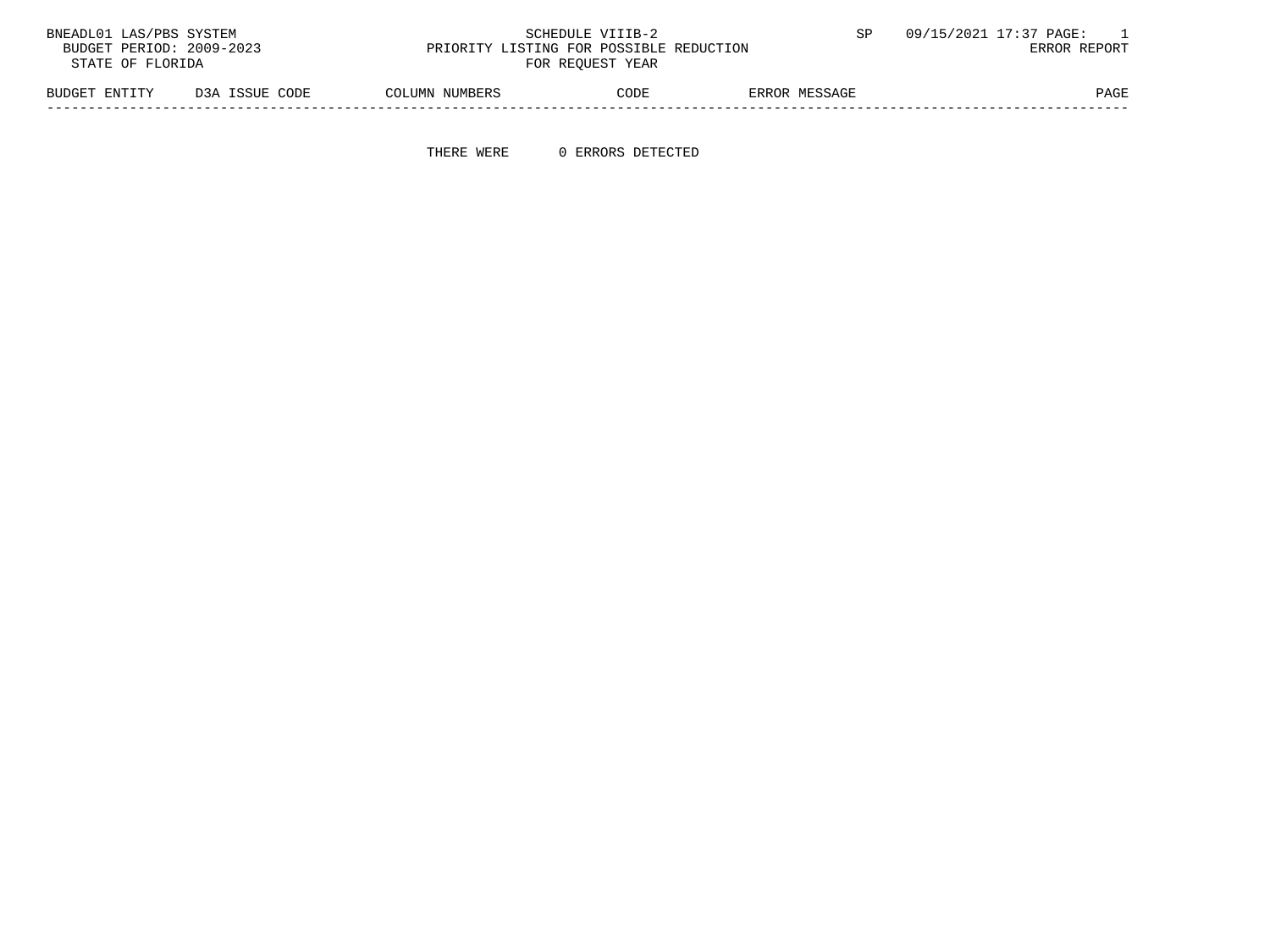BNEADL01 LAS/PBS SYSTEM

BUDGET PERIOD: 2009-2023

STATE OF FLORIDA

SCHEDULE VIIIB-2

PRIORITY LISTING FOR POSSIBLE REDUCTION

FOR REQUEST YEAR

SP 09/15/2021 17:37

ERROR REPORT

| BUDGET ENTITY | D3A ISSUE CODE | COLUMN NUMBERS | CODE | ERROR MESSAGE | PAGE |
|---|---|---|---|---|---|

THERE WERE 0 ERRORS DETECTED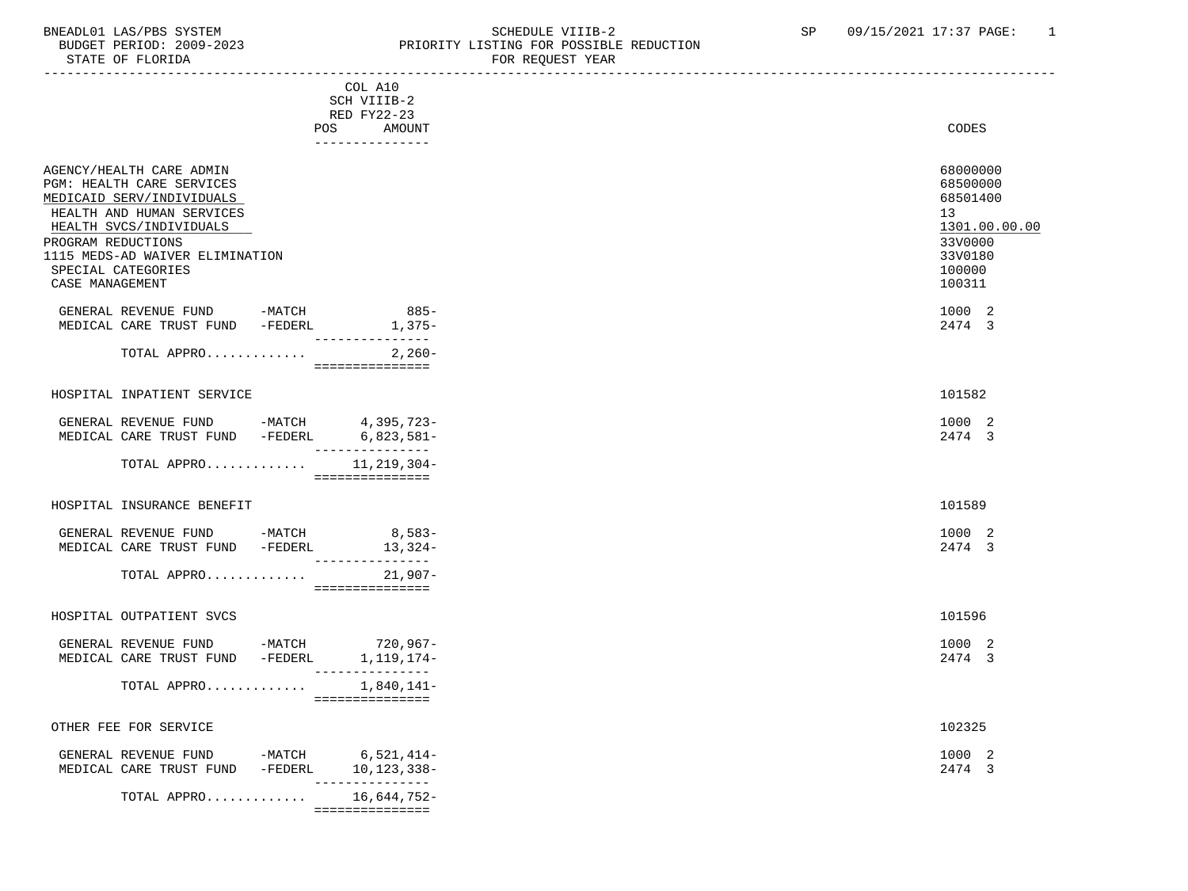BNEADL01 LAS/PBS SYSTEM SCHEDULE VIIIB-2 SP 09/15/2021 17:37 PAGE: 1
BUDGET PERIOD: 2009-2023 PRIORITY LISTING FOR POSSIBLE REDUCTION
STATE OF FLORIDA FOR REQUEST YEAR

| | COL A10 SCH VIIIB-2 RED FY22-23 POS AMOUNT | CODES |
|---|---|---|
| AGENCY/HEALTH CARE ADMIN | | 68000000 |
| PGM: HEALTH CARE SERVICES | | 68500000 |
| MEDICAID SERV/INDIVIDUALS | | 68501400 |
| HEALTH AND HUMAN SERVICES | | 13 |
| HEALTH SVCS/INDIVIDUALS | | 1301.00.00.00 |
| PROGRAM REDUCTIONS | | 33V0000 |
| 1115 MEDS-AD WAIVER ELIMINATION | | 33V0180 |
| SPECIAL CATEGORIES | | 100000 |
| CASE MANAGEMENT | | 100311 |
| GENERAL REVENUE FUND -MATCH | 885- | 1000 2 |
| MEDICAL CARE TRUST FUND -FEDERL | 1,375- | 2474 3 |
| TOTAL APPRO............ | 2,260- | |
| HOSPITAL INPATIENT SERVICE | | 101582 |
| GENERAL REVENUE FUND -MATCH | 4,395,723- | 1000 2 |
| MEDICAL CARE TRUST FUND -FEDERL | 6,823,581- | 2474 3 |
| TOTAL APPRO............ | 11,219,304- | |
| HOSPITAL INSURANCE BENEFIT | | 101589 |
| GENERAL REVENUE FUND -MATCH | 8,583- | 1000 2 |
| MEDICAL CARE TRUST FUND -FEDERL | 13,324- | 2474 3 |
| TOTAL APPRO............ | 21,907- | |
| HOSPITAL OUTPATIENT SVCS | | 101596 |
| GENERAL REVENUE FUND -MATCH | 720,967- | 1000 2 |
| MEDICAL CARE TRUST FUND -FEDERL | 1,119,174- | 2474 3 |
| TOTAL APPRO............ | 1,840,141- | |
| OTHER FEE FOR SERVICE | | 102325 |
| GENERAL REVENUE FUND -MATCH | 6,521,414- | 1000 2 |
| MEDICAL CARE TRUST FUND -FEDERL | 10,123,338- | 2474 3 |
| TOTAL APPRO............ | 16,644,752- | |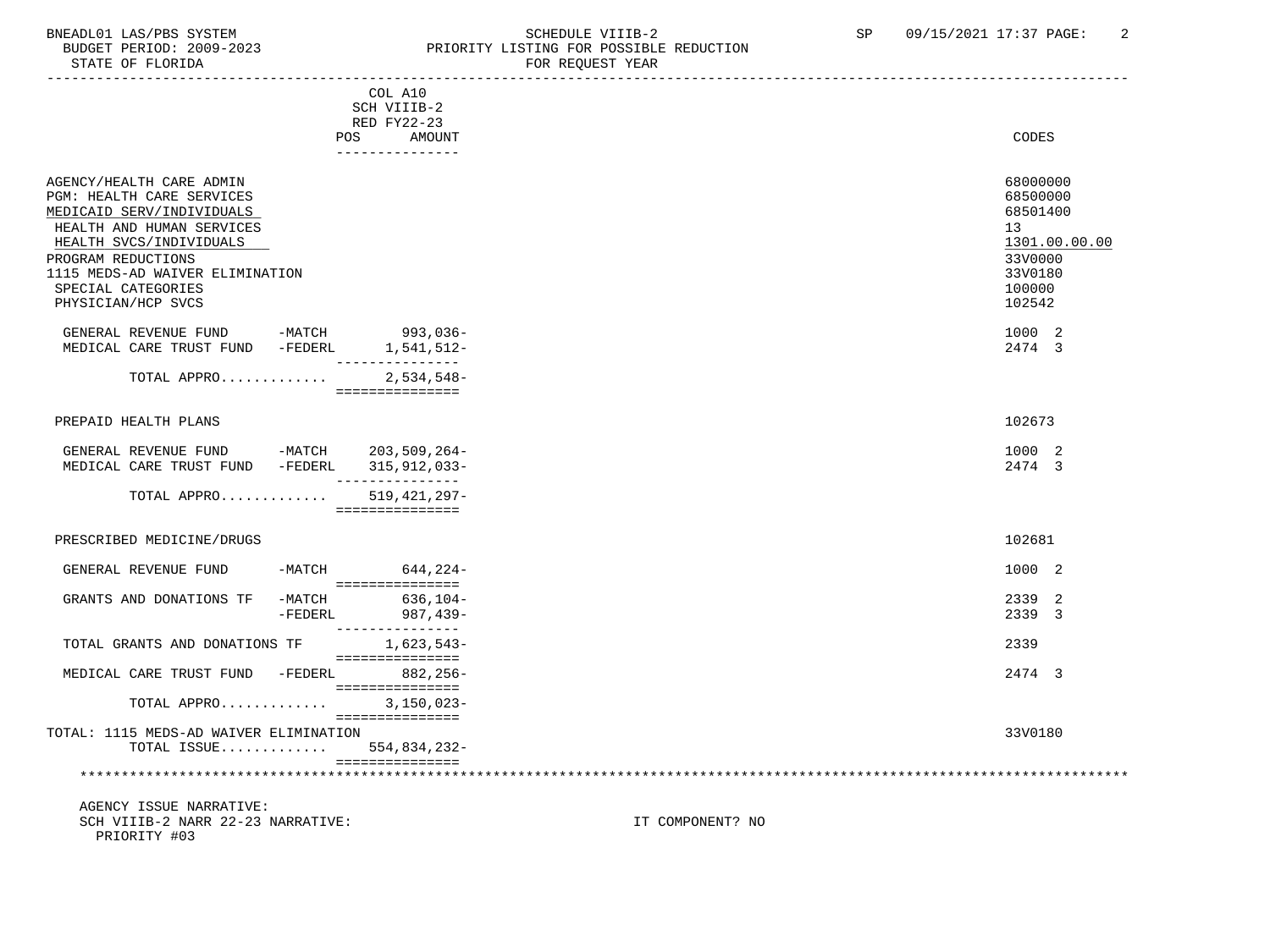BNEADL01 LAS/PBS SYSTEM — SCHEDULE VIIIB-2 — SP 09/15/2021 17:37

BUDGET PERIOD: 2009-2023 — PRIORITY LISTING FOR POSSIBLE REDUCTION

STATE OF FLORIDA — FOR REQUEST YEAR

| | COL A10 SCH VIIIB-2 RED FY22-23 POS AMOUNT | CODES |
|---|---|---|
| AGENCY/HEALTH CARE ADMIN | | 68000000 |
| PGM: HEALTH CARE SERVICES | | 68500000 |
| MEDICAID SERV/INDIVIDUALS | | 68501400 |
| HEALTH AND HUMAN SERVICES | | 13 |
| HEALTH SVCS/INDIVIDUALS | | 1301.00.00.00 |
| PROGRAM REDUCTIONS | | 33V0000 |
| 1115 MEDS-AD WAIVER ELIMINATION | | 33V0180 |
| SPECIAL CATEGORIES | | 100000 |
| PHYSICIAN/HCP SVCS | | 102542 |
| GENERAL REVENUE FUND -MATCH | 993,036- | 1000 2 |
| MEDICAL CARE TRUST FUND -FEDERL | 1,541,512- | 2474 3 |
| TOTAL APPRO............ | 2,534,548- | |
| PREPAID HEALTH PLANS | | 102673 |
| GENERAL REVENUE FUND -MATCH | 203,509,264- | 1000 2 |
| MEDICAL CARE TRUST FUND -FEDERL | 315,912,033- | 2474 3 |
| TOTAL APPRO............ | 519,421,297- | |
| PRESCRIBED MEDICINE/DRUGS | | 102681 |
| GENERAL REVENUE FUND -MATCH | 644,224- | 1000 2 |
| GRANTS AND DONATIONS TF -MATCH | 636,104- | 2339 2 |
| -FEDERL | 987,439- | 2339 3 |
| TOTAL GRANTS AND DONATIONS TF | 1,623,543- | 2339 |
| MEDICAL CARE TRUST FUND -FEDERL | 882,256- | 2474 3 |
| TOTAL APPRO............ | 3,150,023- | |
| TOTAL: 1115 MEDS-AD WAIVER ELIMINATION | | 33V0180 |
| TOTAL ISSUE............ | 554,834,232- | |

AGENCY ISSUE NARRATIVE:

SCH VIIIB-2 NARR 22-23 NARRATIVE: IT COMPONENT? NO

PRIORITY #03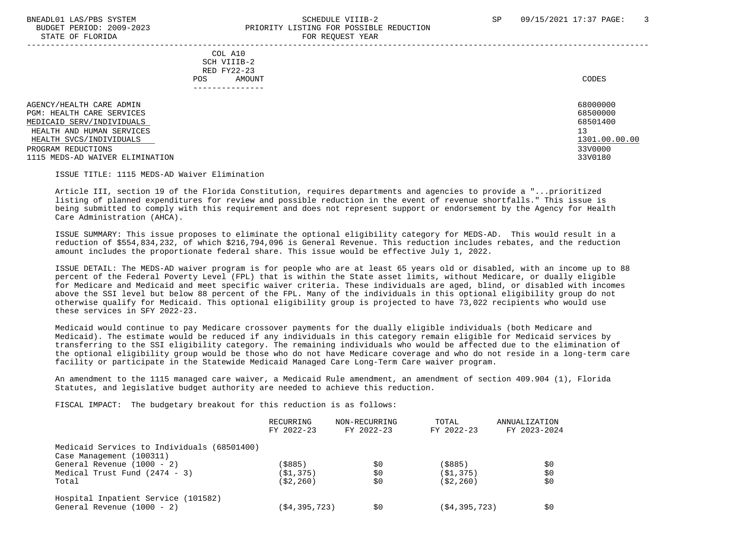COL A10
SCH VIIIB-2
RED FY22-23

| | POS | AMOUNT | CODES |
|---|---|---|---|
| AGENCY/HEALTH CARE ADMIN | | | 68000000 |
| PGM: HEALTH CARE SERVICES | | | 68500000 |
| MEDICAID SERV/INDIVIDUALS | | | 68501400 |
| HEALTH AND HUMAN SERVICES | | | 13 |
| HEALTH SVCS/INDIVIDUALS | | | 1301.00.00.00 |
| PROGRAM REDUCTIONS | | | 33V0000 |
| 1115 MEDS-AD WAIVER ELIMINATION | | | 33V0180 |

ISSUE TITLE: 1115 MEDS-AD Waiver Elimination

Article III, section 19 of the Florida Constitution, requires departments and agencies to provide a "...prioritized listing of planned expenditures for review and possible reduction in the event of revenue shortfalls." This issue is being submitted to comply with this requirement and does not represent support or endorsement by the Agency for Health Care Administration (AHCA).

ISSUE SUMMARY: This issue proposes to eliminate the optional eligibility category for MEDS-AD. This would result in a reduction of $554,834,232, of which $216,794,096 is General Revenue. This reduction includes rebates, and the reduction amount includes the proportionate federal share. This issue would be effective July 1, 2022.

ISSUE DETAIL: The MEDS-AD waiver program is for people who are at least 65 years old or disabled, with an income up to 88 percent of the Federal Poverty Level (FPL) that is within the State asset limits, without Medicare, or dually eligible for Medicare and Medicaid and meet specific waiver criteria. These individuals are aged, blind, or disabled with incomes above the SSI level but below 88 percent of the FPL. Many of the individuals in this optional eligibility group do not otherwise qualify for Medicaid. This optional eligibility group is projected to have 73,022 recipients who would use these services in SFY 2022-23.

Medicaid would continue to pay Medicare crossover payments for the dually eligible individuals (both Medicare and Medicaid). The estimate would be reduced if any individuals in this category remain eligible for Medicaid services by transferring to the SSI eligibility category. The remaining individuals who would be affected due to the elimination of the optional eligibility group would be those who do not have Medicare coverage and who do not reside in a long-term care facility or participate in the Statewide Medicaid Managed Care Long-Term Care waiver program.

An amendment to the 1115 managed care waiver, a Medicaid Rule amendment, an amendment of section 409.904 (1), Florida Statutes, and legislative budget authority are needed to achieve this reduction.

FISCAL IMPACT: The budgetary breakout for this reduction is as follows:

| | RECURRING FY 2022-23 | NON-RECURRING FY 2022-23 | TOTAL FY 2022-23 | ANNUALIZATION FY 2023-2024 |
|---|---|---|---|---|
| Medicaid Services to Individuals (68501400) | | | | |
| Case Management (100311) | | | | |
| General Revenue (1000 - 2) | ($885) | $0 | ($885) | $0 |
| Medical Trust Fund (2474 - 3) | ($1,375) | $0 | ($1,375) | $0 |
| Total | ($2,260) | $0 | ($2,260) | $0 |
| Hospital Inpatient Service (101582) | | | | |
| General Revenue (1000 - 2) | ($4,395,723) | $0 | ($4,395,723) | $0 |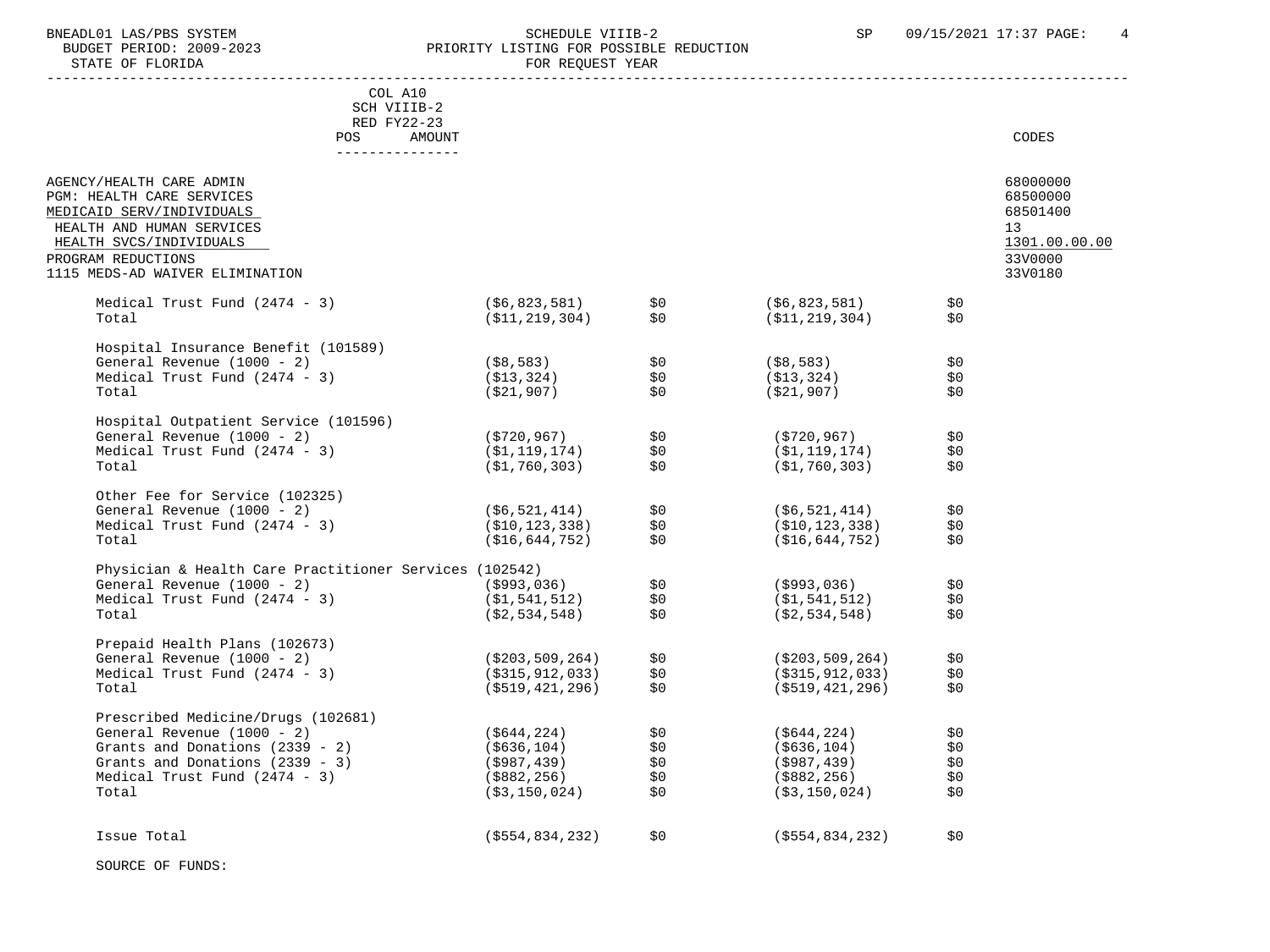COL A10
SCH VIIIB-2
RED FY22-23

| | POS | AMOUNT | | | | CODES |
|---|---|---|---|---|---|---|
| AGENCY/HEALTH CARE ADMIN | | | | | | 68000000 |
| PGM: HEALTH CARE SERVICES | | | | | | 68500000 |
| MEDICAID SERV/INDIVIDUALS | | | | | | 68501400 |
| HEALTH AND HUMAN SERVICES | | | | | | 13 |
| HEALTH SVCS/INDIVIDUALS | | | | | | 1301.00.00.00 |
| PROGRAM REDUCTIONS | | | | | | 33V0000 |
| 1115 MEDS-AD WAIVER ELIMINATION | | | | | | 33V0180 |
| Medical Trust Fund (2474 - 3) | ($6,823,581) | $0 | ($6,823,581) | $0 | | |
| Total | ($11,219,304) | $0 | ($11,219,304) | $0 | | |
| Hospital Insurance Benefit (101589) | | | | | | |
| General Revenue (1000 - 2) | ($8,583) | $0 | ($8,583) | $0 | | |
| Medical Trust Fund (2474 - 3) | ($13,324) | $0 | ($13,324) | $0 | | |
| Total | ($21,907) | $0 | ($21,907) | $0 | | |
| Hospital Outpatient Service (101596) | | | | | | |
| General Revenue (1000 - 2) | ($720,967) | $0 | ($720,967) | $0 | | |
| Medical Trust Fund (2474 - 3) | ($1,119,174) | $0 | ($1,119,174) | $0 | | |
| Total | ($1,760,303) | $0 | ($1,760,303) | $0 | | |
| Other Fee for Service (102325) | | | | | | |
| General Revenue (1000 - 2) | ($6,521,414) | $0 | ($6,521,414) | $0 | | |
| Medical Trust Fund (2474 - 3) | ($10,123,338) | $0 | ($10,123,338) | $0 | | |
| Total | ($16,644,752) | $0 | ($16,644,752) | $0 | | |
| Physician & Health Care Practitioner Services (102542) | | | | | | |
| General Revenue (1000 - 2) | ($993,036) | $0 | ($993,036) | $0 | | |
| Medical Trust Fund (2474 - 3) | ($1,541,512) | $0 | ($1,541,512) | $0 | | |
| Total | ($2,534,548) | $0 | ($2,534,548) | $0 | | |
| Prepaid Health Plans (102673) | | | | | | |
| General Revenue (1000 - 2) | ($203,509,264) | $0 | ($203,509,264) | $0 | | |
| Medical Trust Fund (2474 - 3) | ($315,912,033) | $0 | ($315,912,033) | $0 | | |
| Total | ($519,421,296) | $0 | ($519,421,296) | $0 | | |
| Prescribed Medicine/Drugs (102681) | | | | | | |
| General Revenue (1000 - 2) | ($644,224) | $0 | ($644,224) | $0 | | |
| Grants and Donations (2339 - 2) | ($636,104) | $0 | ($636,104) | $0 | | |
| Grants and Donations (2339 - 3) | ($987,439) | $0 | ($987,439) | $0 | | |
| Medical Trust Fund (2474 - 3) | ($882,256) | $0 | ($882,256) | $0 | | |
| Total | ($3,150,024) | $0 | ($3,150,024) | $0 | | |
| Issue Total | ($554,834,232) | $0 | ($554,834,232) | $0 | | |

SOURCE OF FUNDS: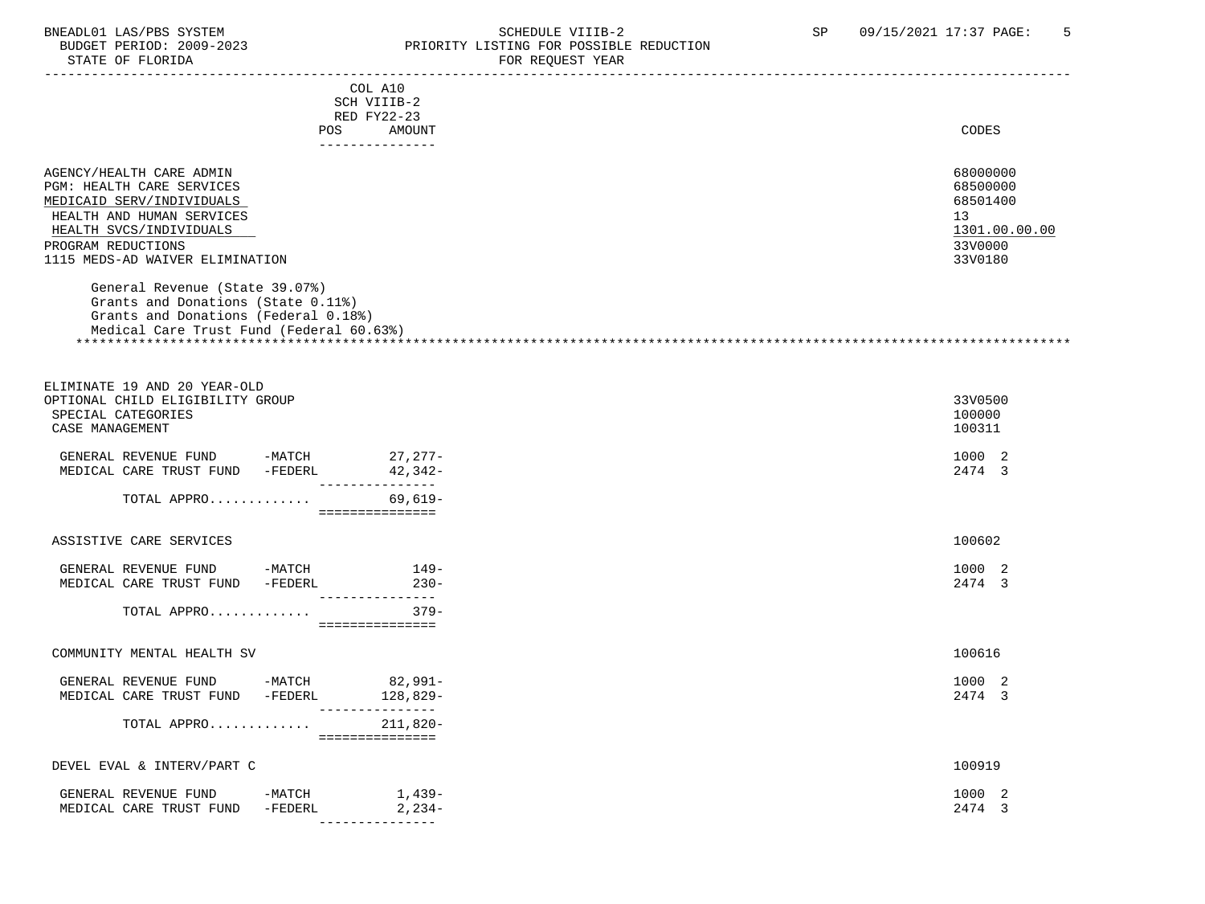| | COL A10 SCH VIIIB-2 RED FY22-23 POS AMOUNT | CODES |
|---|---|---|
| AGENCY/HEALTH CARE ADMIN | | 68000000 |
| PGM: HEALTH CARE SERVICES | | 68500000 |
| MEDICAID SERV/INDIVIDUALS | | 68501400 |
| HEALTH AND HUMAN SERVICES | | 13 |
| HEALTH SVCS/INDIVIDUALS | | 1301.00.00.00 |
| PROGRAM REDUCTIONS | | 33V0000 |
| 1115 MEDS-AD WAIVER ELIMINATION | | 33V0180 |

General Revenue (State 39.07%)
Grants and Donations (State 0.11%)
Grants and Donations (Federal 0.18%)
Medical Care Trust Fund (Federal 60.63%)

ELIMINATE 19 AND 20 YEAR-OLD OPTIONAL CHILD ELIGIBILITY GROUP — 33V0500

SPECIAL CATEGORIES — 100000

| | AMOUNT | CODES |
|---|---|---|
| CASE MANAGEMENT | | 100311 |
| GENERAL REVENUE FUND -MATCH | 27,277- | 1000 2 |
| MEDICAL CARE TRUST FUND -FEDERL | 42,342- | 2474 3 |
| TOTAL APPRO............. | 69,619- | |
| ASSISTIVE CARE SERVICES | | 100602 |
| GENERAL REVENUE FUND -MATCH | 149- | 1000 2 |
| MEDICAL CARE TRUST FUND -FEDERL | 230- | 2474 3 |
| TOTAL APPRO............. | 379- | |
| COMMUNITY MENTAL HEALTH SV | | 100616 |
| GENERAL REVENUE FUND -MATCH | 82,991- | 1000 2 |
| MEDICAL CARE TRUST FUND -FEDERL | 128,829- | 2474 3 |
| TOTAL APPRO............. | 211,820- | |
| DEVEL EVAL & INTERV/PART C | | 100919 |
| GENERAL REVENUE FUND -MATCH | 1,439- | 1000 2 |
| MEDICAL CARE TRUST FUND -FEDERL | 2,234- | 2474 3 |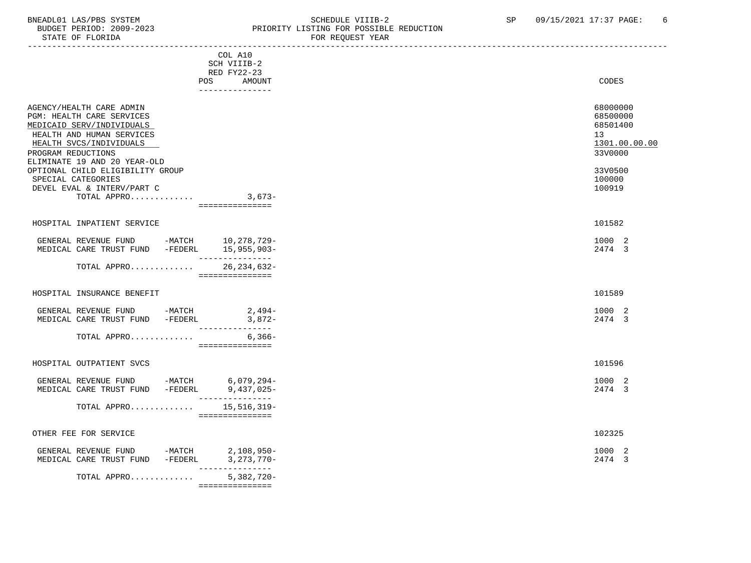| | COL A10 SCH VIIIB-2 RED FY22-23 POS AMOUNT | CODES |
|---|---|---|
| AGENCY/HEALTH CARE ADMIN | | 68000000 |
| PGM: HEALTH CARE SERVICES | | 68500000 |
| MEDICAID SERV/INDIVIDUALS | | 68501400 |
| HEALTH AND HUMAN SERVICES | | 13 |
| HEALTH SVCS/INDIVIDUALS | | 1301.00.00.00 |
| PROGRAM REDUCTIONS | | 33V0000 |
| ELIMINATE 19 AND 20 YEAR-OLD OPTIONAL CHILD ELIGIBILITY GROUP | | 33V0500 |
| SPECIAL CATEGORIES | | 100000 |
| DEVEL EVAL & INTERV/PART C | | 100919 |
| TOTAL APPRO............. | 3,673- | |
| | | |
| HOSPITAL INPATIENT SERVICE | | 101582 |
| GENERAL REVENUE FUND -MATCH | 10,278,729- | 1000 2 |
| MEDICAL CARE TRUST FUND -FEDERL | 15,955,903- | 2474 3 |
| TOTAL APPRO............. | 26,234,632- | |
| | | |
| HOSPITAL INSURANCE BENEFIT | | 101589 |
| GENERAL REVENUE FUND -MATCH | 2,494- | 1000 2 |
| MEDICAL CARE TRUST FUND -FEDERL | 3,872- | 2474 3 |
| TOTAL APPRO............. | 6,366- | |
| | | |
| HOSPITAL OUTPATIENT SVCS | | 101596 |
| GENERAL REVENUE FUND -MATCH | 6,079,294- | 1000 2 |
| MEDICAL CARE TRUST FUND -FEDERL | 9,437,025- | 2474 3 |
| TOTAL APPRO............. | 15,516,319- | |
| | | |
| OTHER FEE FOR SERVICE | | 102325 |
| GENERAL REVENUE FUND -MATCH | 2,108,950- | 1000 2 |
| MEDICAL CARE TRUST FUND -FEDERL | 3,273,770- | 2474 3 |
| TOTAL APPRO............. | 5,382,720- | |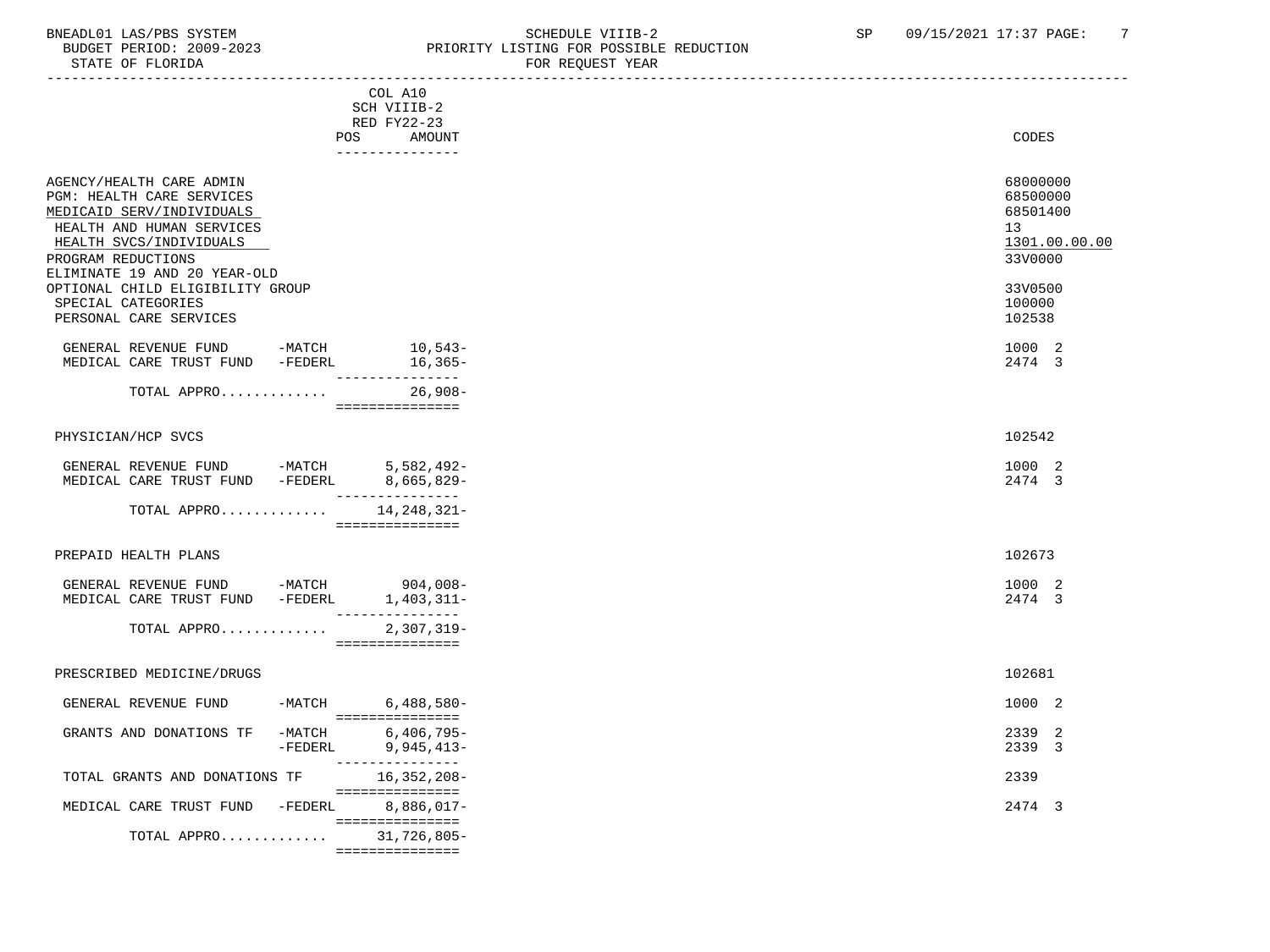BNEADL01 LAS/PBS SYSTEM
BUDGET PERIOD: 2009-2023
STATE OF FLORIDA

SCHEDULE VIIIB-2
PRIORITY LISTING FOR POSSIBLE REDUCTION
FOR REQUEST YEAR

SP 09/15/2021 17:37

| | COL A10 SCH VIIIB-2 RED FY22-23 POS AMOUNT | CODES |
|---|---|---|
| AGENCY/HEALTH CARE ADMIN | | 68000000 |
| PGM: HEALTH CARE SERVICES | | 68500000 |
| MEDICAID SERV/INDIVIDUALS | | 68501400 |
| HEALTH AND HUMAN SERVICES | | 13 |
| HEALTH SVCS/INDIVIDUALS | | 1301.00.00.00 |
| PROGRAM REDUCTIONS | | 33V0000 |
| ELIMINATE 19 AND 20 YEAR-OLD OPTIONAL CHILD ELIGIBILITY GROUP | | 33V0500 |
| SPECIAL CATEGORIES | | 100000 |
| PERSONAL CARE SERVICES | | 102538 |
| GENERAL REVENUE FUND -MATCH | 10,543- | 1000 2 |
| MEDICAL CARE TRUST FUND -FEDERL | 16,365- | 2474 3 |
| TOTAL APPRO............ | 26,908- | |
| PHYSICIAN/HCP SVCS | | 102542 |
| GENERAL REVENUE FUND -MATCH | 5,582,492- | 1000 2 |
| MEDICAL CARE TRUST FUND -FEDERL | 8,665,829- | 2474 3 |
| TOTAL APPRO............ | 14,248,321- | |
| PREPAID HEALTH PLANS | | 102673 |
| GENERAL REVENUE FUND -MATCH | 904,008- | 1000 2 |
| MEDICAL CARE TRUST FUND -FEDERL | 1,403,311- | 2474 3 |
| TOTAL APPRO............ | 2,307,319- | |
| PRESCRIBED MEDICINE/DRUGS | | 102681 |
| GENERAL REVENUE FUND -MATCH | 6,488,580- | 1000 2 |
| GRANTS AND DONATIONS TF -MATCH | 6,406,795- | 2339 2 |
| -FEDERL | 9,945,413- | 2339 3 |
| TOTAL GRANTS AND DONATIONS TF | 16,352,208- | 2339 |
| MEDICAL CARE TRUST FUND -FEDERL | 8,886,017- | 2474 3 |
| TOTAL APPRO............ | 31,726,805- | |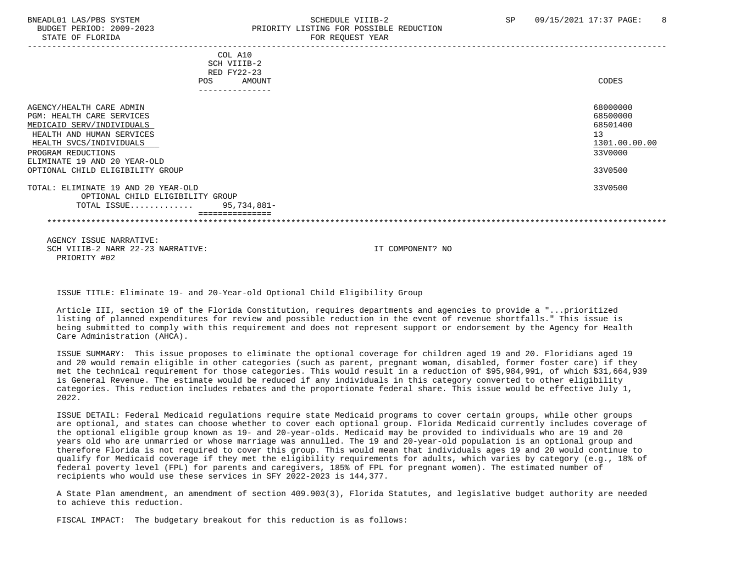| | COL A10 SCH VIIIB-2 RED FY22-23 POS AMOUNT | CODES |
|---|---|---|
| AGENCY/HEALTH CARE ADMIN | | 68000000 |
| PGM: HEALTH CARE SERVICES | | 68500000 |
| MEDICAID SERV/INDIVIDUALS | | 68501400 |
| HEALTH AND HUMAN SERVICES | | 13 |
| HEALTH SVCS/INDIVIDUALS | | 1301.00.00.00 |
| PROGRAM REDUCTIONS | | 33V0000 |
| ELIMINATE 19 AND 20 YEAR-OLD OPTIONAL CHILD ELIGIBILITY GROUP | | 33V0500 |
| TOTAL: ELIMINATE 19 AND 20 YEAR-OLD OPTIONAL CHILD ELIGIBILITY GROUP | | 33V0500 |
| TOTAL ISSUE............ | 95,734,881- | |

AGENCY ISSUE NARRATIVE:
SCH VIIIB-2 NARR 22-23 NARRATIVE: IT COMPONENT? NO
PRIORITY #02

ISSUE TITLE: Eliminate 19- and 20-Year-old Optional Child Eligibility Group

Article III, section 19 of the Florida Constitution, requires departments and agencies to provide a "...prioritized listing of planned expenditures for review and possible reduction in the event of revenue shortfalls." This issue is being submitted to comply with this requirement and does not represent support or endorsement by the Agency for Health Care Administration (AHCA).

ISSUE SUMMARY: This issue proposes to eliminate the optional coverage for children aged 19 and 20. Floridians aged 19 and 20 would remain eligible in other categories (such as parent, pregnant woman, disabled, former foster care) if they met the technical requirement for those categories. This would result in a reduction of $95,984,991, of which $31,664,939 is General Revenue. The estimate would be reduced if any individuals in this category converted to other eligibility categories. This reduction includes rebates and the proportionate federal share. This issue would be effective July 1, 2022.

ISSUE DETAIL: Federal Medicaid regulations require state Medicaid programs to cover certain groups, while other groups are optional, and states can choose whether to cover each optional group. Florida Medicaid currently includes coverage of the optional eligible group known as 19- and 20-year-olds. Medicaid may be provided to individuals who are 19 and 20 years old who are unmarried or whose marriage was annulled. The 19 and 20-year-old population is an optional group and therefore Florida is not required to cover this group. This would mean that individuals ages 19 and 20 would continue to qualify for Medicaid coverage if they met the eligibility requirements for adults, which varies by category (e.g., 18% of federal poverty level (FPL) for parents and caregivers, 185% of FPL for pregnant women). The estimated number of recipients who would use these services in SFY 2022-2023 is 144,377.

A State Plan amendment, an amendment of section 409.903(3), Florida Statutes, and legislative budget authority are needed to achieve this reduction.

FISCAL IMPACT: The budgetary breakout for this reduction is as follows: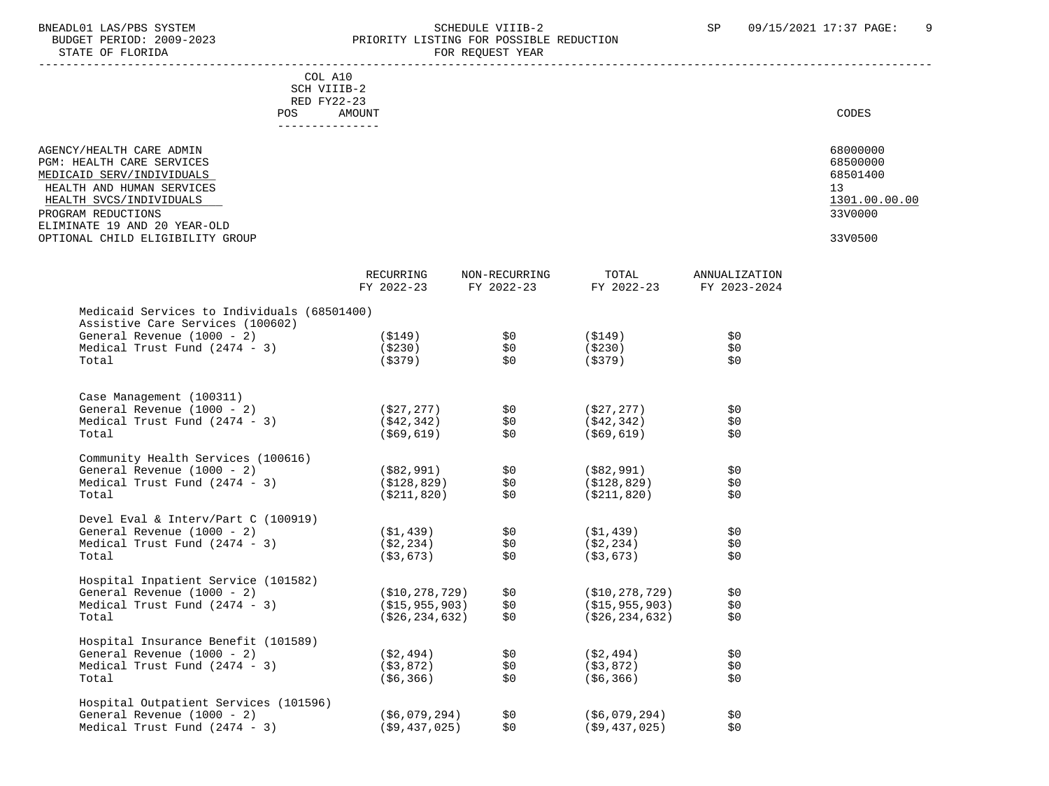COL A10
SCH VIIIB-2
RED FY22-23
POS AMOUNT

| | CODES |
|---|---|
| AGENCY/HEALTH CARE ADMIN | 68000000 |
| PGM: HEALTH CARE SERVICES | 68500000 |
| MEDICAID SERV/INDIVIDUALS | 68501400 |
| HEALTH AND HUMAN SERVICES | 13 |
| HEALTH SVCS/INDIVIDUALS | 1301.00.00.00 |
| PROGRAM REDUCTIONS | 33V0000 |
| ELIMINATE 19 AND 20 YEAR-OLD OPTIONAL CHILD ELIGIBILITY GROUP | 33V0500 |

| | RECURRING FY 2022-23 | NON-RECURRING FY 2022-23 | TOTAL FY 2022-23 | ANNUALIZATION FY 2023-2024 |
|---|---|---|---|---|
| Medicaid Services to Individuals (68501400) | | | | |
| Assistive Care Services (100602) | | | | |
| General Revenue (1000 - 2) | ($149) | $0 | ($149) | $0 |
| Medical Trust Fund (2474 - 3) | ($230) | $0 | ($230) | $0 |
| Total | ($379) | $0 | ($379) | $0 |
| Case Management (100311) | | | | |
| General Revenue (1000 - 2) | ($27,277) | $0 | ($27,277) | $0 |
| Medical Trust Fund (2474 - 3) | ($42,342) | $0 | ($42,342) | $0 |
| Total | ($69,619) | $0 | ($69,619) | $0 |
| Community Health Services (100616) | | | | |
| General Revenue (1000 - 2) | ($82,991) | $0 | ($82,991) | $0 |
| Medical Trust Fund (2474 - 3) | ($128,829) | $0 | ($128,829) | $0 |
| Total | ($211,820) | $0 | ($211,820) | $0 |
| Devel Eval & Interv/Part C (100919) | | | | |
| General Revenue (1000 - 2) | ($1,439) | $0 | ($1,439) | $0 |
| Medical Trust Fund (2474 - 3) | ($2,234) | $0 | ($2,234) | $0 |
| Total | ($3,673) | $0 | ($3,673) | $0 |
| Hospital Inpatient Service (101582) | | | | |
| General Revenue (1000 - 2) | ($10,278,729) | $0 | ($10,278,729) | $0 |
| Medical Trust Fund (2474 - 3) | ($15,955,903) | $0 | ($15,955,903) | $0 |
| Total | ($26,234,632) | $0 | ($26,234,632) | $0 |
| Hospital Insurance Benefit (101589) | | | | |
| General Revenue (1000 - 2) | ($2,494) | $0 | ($2,494) | $0 |
| Medical Trust Fund (2474 - 3) | ($3,872) | $0 | ($3,872) | $0 |
| Total | ($6,366) | $0 | ($6,366) | $0 |
| Hospital Outpatient Services (101596) | | | | |
| General Revenue (1000 - 2) | ($6,079,294) | $0 | ($6,079,294) | $0 |
| Medical Trust Fund (2474 - 3) | ($9,437,025) | $0 | ($9,437,025) | $0 |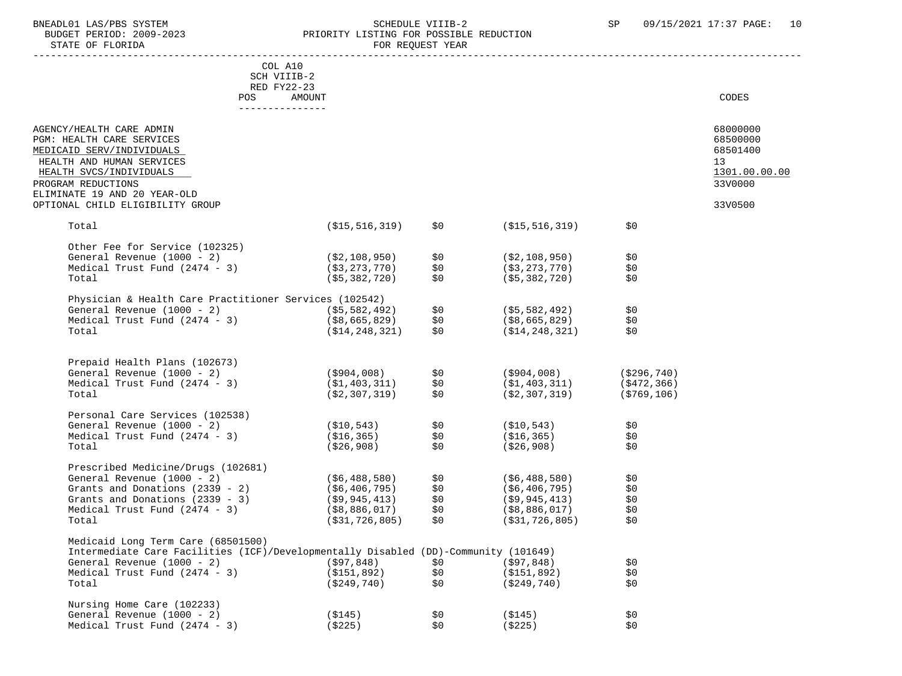BNEADL01 LAS/PBS SYSTEM — SCHEDULE VIIIB-2 — PRIORITY LISTING FOR POSSIBLE REDUCTION — FOR REQUEST YEAR

BUDGET PERIOD: 2009-2023 — STATE OF FLORIDA

COL A10 SCH VIIIB-2 RED FY22-23

| | POS | AMOUNT | | | | CODES |
|---|---|---|---|---|---|---|
| AGENCY/HEALTH CARE ADMIN | | | | | | 68000000 |
| PGM: HEALTH CARE SERVICES | | | | | | 68500000 |
| MEDICAID SERV/INDIVIDUALS | | | | | | 68501400 |
| HEALTH AND HUMAN SERVICES | | | | | | 13 |
| HEALTH SVCS/INDIVIDUALS | | | | | | 1301.00.00.00 |
| PROGRAM REDUCTIONS | | | | | | 33V0000 |
| ELIMINATE 19 AND 20 YEAR-OLD OPTIONAL CHILD ELIGIBILITY GROUP | | | | | | 33V0500 |
| Total | | ($15,516,319) | $0 | ($15,516,319) | $0 | |
| Other Fee for Service (102325) | | | | | | |
| General Revenue (1000 - 2) | | ($2,108,950) | $0 | ($2,108,950) | $0 | |
| Medical Trust Fund (2474 - 3) | | ($3,273,770) | $0 | ($3,273,770) | $0 | |
| Total | | ($5,382,720) | $0 | ($5,382,720) | $0 | |
| Physician & Health Care Practitioner Services (102542) | | | | | | |
| General Revenue (1000 - 2) | | ($5,582,492) | $0 | ($5,582,492) | $0 | |
| Medical Trust Fund (2474 - 3) | | ($8,665,829) | $0 | ($8,665,829) | $0 | |
| Total | | ($14,248,321) | $0 | ($14,248,321) | $0 | |
| Prepaid Health Plans (102673) | | | | | | |
| General Revenue (1000 - 2) | | ($904,008) | $0 | ($904,008) | ($296,740) | |
| Medical Trust Fund (2474 - 3) | | ($1,403,311) | $0 | ($1,403,311) | ($472,366) | |
| Total | | ($2,307,319) | $0 | ($2,307,319) | ($769,106) | |
| Personal Care Services (102538) | | | | | | |
| General Revenue (1000 - 2) | | ($10,543) | $0 | ($10,543) | $0 | |
| Medical Trust Fund (2474 - 3) | | ($16,365) | $0 | ($16,365) | $0 | |
| Total | | ($26,908) | $0 | ($26,908) | $0 | |
| Prescribed Medicine/Drugs (102681) | | | | | | |
| General Revenue (1000 - 2) | | ($6,488,580) | $0 | ($6,488,580) | $0 | |
| Grants and Donations (2339 - 2) | | ($6,406,795) | $0 | ($6,406,795) | $0 | |
| Grants and Donations (2339 - 3) | | ($9,945,413) | $0 | ($9,945,413) | $0 | |
| Medical Trust Fund (2474 - 3) | | ($8,886,017) | $0 | ($8,886,017) | $0 | |
| Total | | ($31,726,805) | $0 | ($31,726,805) | $0 | |
| Medicaid Long Term Care (68501500) | | | | | | |
| Intermediate Care Facilities (ICF)/Developmentally Disabled (DD)-Community (101649) | | | | | | |
| General Revenue (1000 - 2) | | ($97,848) | $0 | ($97,848) | $0 | |
| Medical Trust Fund (2474 - 3) | | ($151,892) | $0 | ($151,892) | $0 | |
| Total | | ($249,740) | $0 | ($249,740) | $0 | |
| Nursing Home Care (102233) | | | | | | |
| General Revenue (1000 - 2) | | ($145) | $0 | ($145) | $0 | |
| Medical Trust Fund (2474 - 3) | | ($225) | $0 | ($225) | $0 | |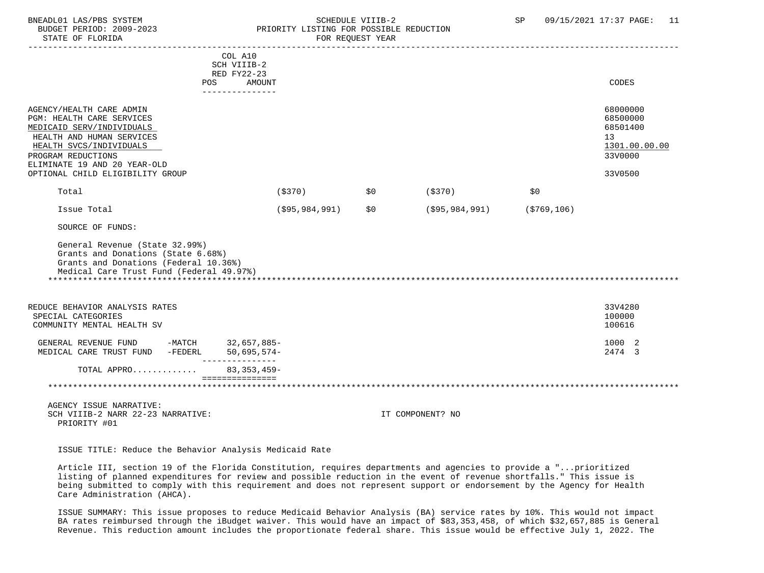| | COL A10 SCH VIIIB-2 RED FY22-23 POS | AMOUNT | | | | CODES |
|---|---|---|---|---|---|---|
| AGENCY/HEALTH CARE ADMIN | | | | | | 68000000 |
| PGM: HEALTH CARE SERVICES | | | | | | 68500000 |
| MEDICAID SERV/INDIVIDUALS | | | | | | 68501400 |
| HEALTH AND HUMAN SERVICES | | | | | | 13 |
| HEALTH SVCS/INDIVIDUALS | | | | | | 1301.00.00.00 |
| PROGRAM REDUCTIONS | | | | | | 33V0000 |
| ELIMINATE 19 AND 20 YEAR-OLD OPTIONAL CHILD ELIGIBILITY GROUP | | | | | | 33V0500 |
| Total | | ($370) | $0 | ($370) | $0 | |
| Issue Total | | ($95,984,991) | $0 | ($95,984,991) | ($769,106) | |

SOURCE OF FUNDS:

General Revenue (State 32.99%)
Grants and Donations (State 6.68%)
Grants and Donations (Federal 10.36%)
Medical Care Trust Fund (Federal 49.97%)

| | | AMOUNT | CODES |
|---|---|---|---|
| REDUCE BEHAVIOR ANALYSIS RATES | | | 33V4280 |
| SPECIAL CATEGORIES | | | 100000 |
| COMMUNITY MENTAL HEALTH SV | | | 100616 |
| GENERAL REVENUE FUND | -MATCH | 32,657,885- | 1000 2 |
| MEDICAL CARE TRUST FUND | -FEDERL | 50,695,574- | 2474 3 |
| TOTAL APPRO............ | | 83,353,459- | |

AGENCY ISSUE NARRATIVE:
SCH VIIIB-2 NARR 22-23 NARRATIVE: IT COMPONENT? NO
PRIORITY #01

ISSUE TITLE: Reduce the Behavior Analysis Medicaid Rate

Article III, section 19 of the Florida Constitution, requires departments and agencies to provide a "...prioritized listing of planned expenditures for review and possible reduction in the event of revenue shortfalls." This issue is being submitted to comply with this requirement and does not represent support or endorsement by the Agency for Health Care Administration (AHCA).

ISSUE SUMMARY: This issue proposes to reduce Medicaid Behavior Analysis (BA) service rates by 10%. This would not impact BA rates reimbursed through the iBudget waiver. This would have an impact of $83,353,458, of which $32,657,885 is General Revenue. This reduction amount includes the proportionate federal share. This issue would be effective July 1, 2022. The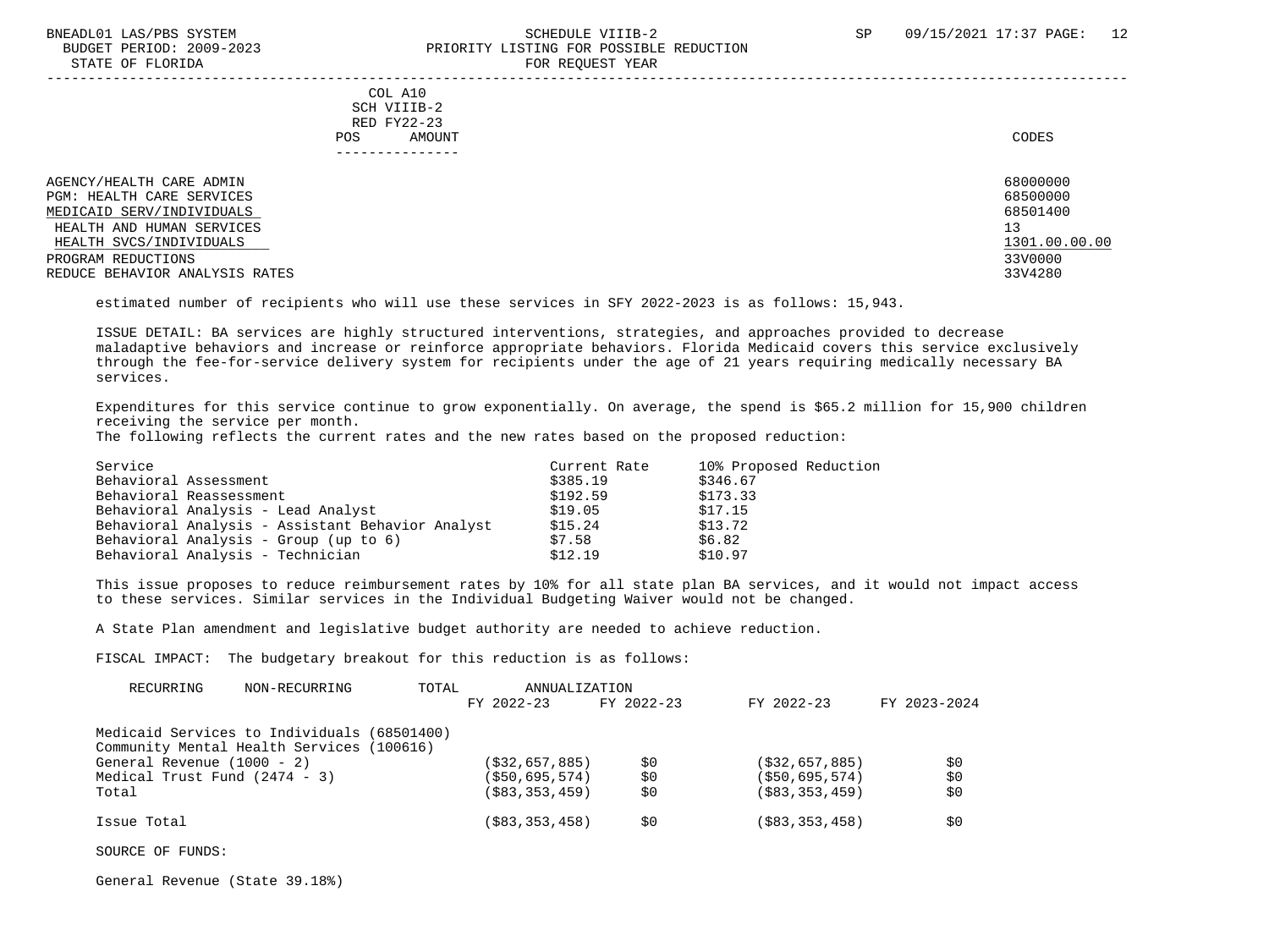COL A10
SCH VIIIB-2
RED FY22-23
POS AMOUNT

| | CODES |
|---|---|
| AGENCY/HEALTH CARE ADMIN | 68000000 |
| PGM: HEALTH CARE SERVICES | 68500000 |
| MEDICAID SERV/INDIVIDUALS | 68501400 |
| HEALTH AND HUMAN SERVICES | 13 |
| HEALTH SVCS/INDIVIDUALS | 1301.00.00.00 |
| PROGRAM REDUCTIONS | 33V0000 |
| REDUCE BEHAVIOR ANALYSIS RATES | 33V4280 |

estimated number of recipients who will use these services in SFY 2022-2023 is as follows: 15,943.

ISSUE DETAIL: BA services are highly structured interventions, strategies, and approaches provided to decrease maladaptive behaviors and increase or reinforce appropriate behaviors. Florida Medicaid covers this service exclusively through the fee-for-service delivery system for recipients under the age of 21 years requiring medically necessary BA services.

Expenditures for this service continue to grow exponentially. On average, the spend is $65.2 million for 15,900 children receiving the service per month.
The following reflects the current rates and the new rates based on the proposed reduction:

| Service | Current Rate | 10% Proposed Reduction |
|---|---|---|
| Behavioral Assessment | $385.19 | $346.67 |
| Behavioral Reassessment | $192.59 | $173.33 |
| Behavioral Analysis - Lead Analyst | $19.05 | $17.15 |
| Behavioral Analysis - Assistant Behavior Analyst | $15.24 | $13.72 |
| Behavioral Analysis - Group (up to 6) | $7.58 | $6.82 |
| Behavioral Analysis - Technician | $12.19 | $10.97 |

This issue proposes to reduce reimbursement rates by 10% for all state plan BA services, and it would not impact access to these services. Similar services in the Individual Budgeting Waiver would not be changed.

A State Plan amendment and legislative budget authority are needed to achieve reduction.

FISCAL IMPACT: The budgetary breakout for this reduction is as follows:

| | RECURRING FY 2022-23 | NON-RECURRING FY 2022-23 | TOTAL FY 2022-23 | ANNUALIZATION FY 2023-2024 |
|---|---|---|---|---|
| Medicaid Services to Individuals (68501400) | | | | |
| Community Mental Health Services (100616) | | | | |
| General Revenue (1000 - 2) | ($32,657,885) | $0 | ($32,657,885) | $0 |
| Medical Trust Fund (2474 - 3) | ($50,695,574) | $0 | ($50,695,574) | $0 |
| Total | ($83,353,459) | $0 | ($83,353,459) | $0 |
| Issue Total | ($83,353,458) | $0 | ($83,353,458) | $0 |

SOURCE OF FUNDS:

General Revenue (State 39.18%)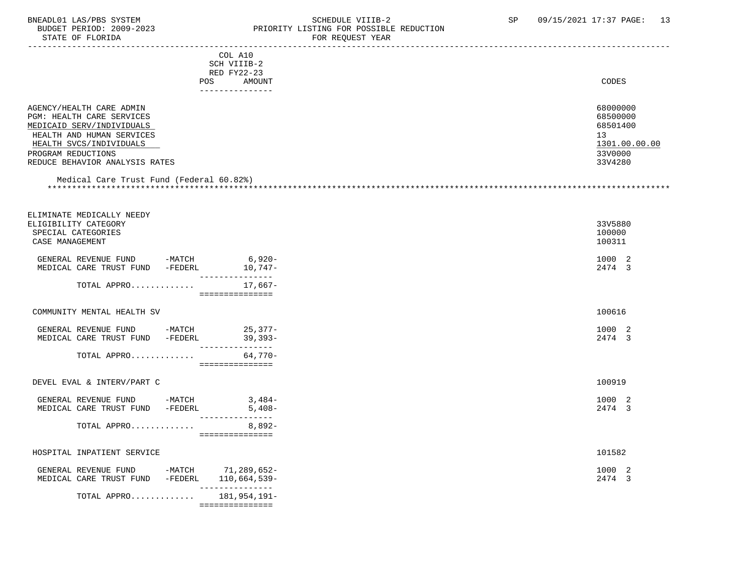COL A10
SCH VIIIB-2
RED FY22-23

| | POS | AMOUNT | CODES |
|---|---|---|---|
| AGENCY/HEALTH CARE ADMIN | | | 68000000 |
| PGM: HEALTH CARE SERVICES | | | 68500000 |
| MEDICAID SERV/INDIVIDUALS | | | 68501400 |
| HEALTH AND HUMAN SERVICES | | | 13 |
| HEALTH SVCS/INDIVIDUALS | | | 1301.00.00.00 |
| PROGRAM REDUCTIONS | | | 33V0000 |
| REDUCE BEHAVIOR ANALYSIS RATES | | | 33V4280 |

Medical Care Trust Fund (Federal 60.82%)

******************************************************************************************************************************

| | POS | AMOUNT | CODES |
|---|---|---|---|
| ELIMINATE MEDICALLY NEEDY ELIGIBILITY CATEGORY | | | 33V5880 |
| SPECIAL CATEGORIES | | | 100000 |
| CASE MANAGEMENT | | | 100311 |
| GENERAL REVENUE FUND -MATCH | | 6,920- | 1000 2 |
| MEDICAL CARE TRUST FUND -FEDERL | | 10,747- | 2474 3 |
| TOTAL APPRO............. | | 17,667- | |
| COMMUNITY MENTAL HEALTH SV | | | 100616 |
| GENERAL REVENUE FUND -MATCH | | 25,377- | 1000 2 |
| MEDICAL CARE TRUST FUND -FEDERL | | 39,393- | 2474 3 |
| TOTAL APPRO............. | | 64,770- | |
| DEVEL EVAL & INTERV/PART C | | | 100919 |
| GENERAL REVENUE FUND -MATCH | | 3,484- | 1000 2 |
| MEDICAL CARE TRUST FUND -FEDERL | | 5,408- | 2474 3 |
| TOTAL APPRO............. | | 8,892- | |
| HOSPITAL INPATIENT SERVICE | | | 101582 |
| GENERAL REVENUE FUND -MATCH | | 71,289,652- | 1000 2 |
| MEDICAL CARE TRUST FUND -FEDERL | | 110,664,539- | 2474 3 |
| TOTAL APPRO............. | | 181,954,191- | |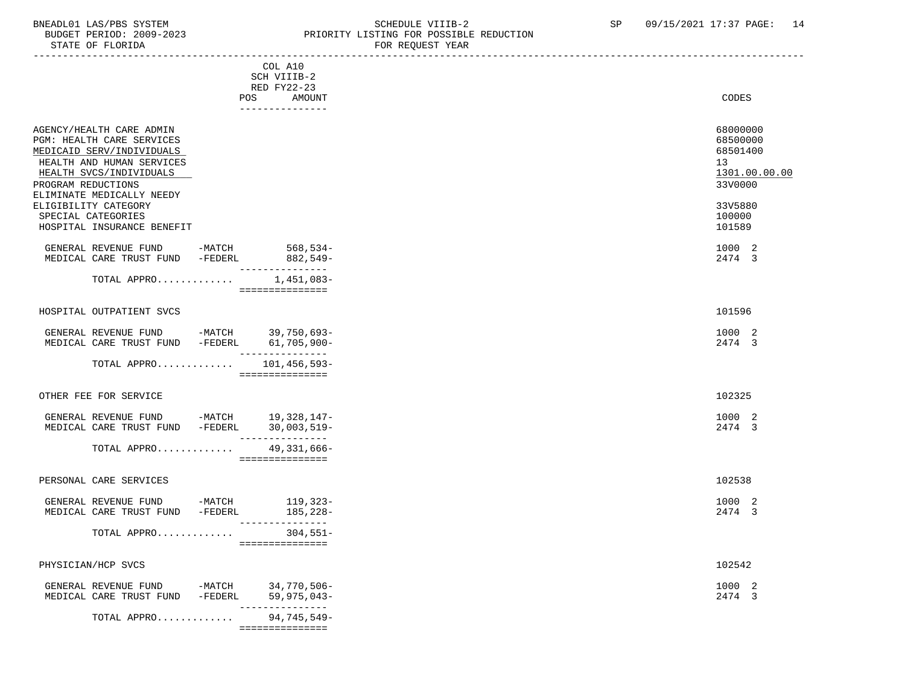BNEADL01 LAS/PBS SYSTEM
BUDGET PERIOD: 2009-2023
STATE OF FLORIDA

SCHEDULE VIIIB-2
PRIORITY LISTING FOR POSSIBLE REDUCTION
FOR REQUEST YEAR

SP 09/15/2021 17:37

| | COL A10 SCH VIIIB-2 RED FY22-23 POS AMOUNT | CODES |
|---|---|---|
| AGENCY/HEALTH CARE ADMIN | | 68000000 |
| PGM: HEALTH CARE SERVICES | | 68500000 |
| MEDICAID SERV/INDIVIDUALS | | 68501400 |
| HEALTH AND HUMAN SERVICES | | 13 |
| HEALTH SVCS/INDIVIDUALS | | 1301.00.00.00 |
| PROGRAM REDUCTIONS | | 33V0000 |
| ELIMINATE MEDICALLY NEEDY ELIGIBILITY CATEGORY | | 33V5880 |
| SPECIAL CATEGORIES | | 100000 |
| HOSPITAL INSURANCE BENEFIT | | 101589 |
| GENERAL REVENUE FUND -MATCH | 568,534- | 1000 2 |
| MEDICAL CARE TRUST FUND -FEDERL | 882,549- | 2474 3 |
| TOTAL APPRO............ | 1,451,083- | |
| HOSPITAL OUTPATIENT SVCS | | 101596 |
| GENERAL REVENUE FUND -MATCH | 39,750,693- | 1000 2 |
| MEDICAL CARE TRUST FUND -FEDERL | 61,705,900- | 2474 3 |
| TOTAL APPRO............ | 101,456,593- | |
| OTHER FEE FOR SERVICE | | 102325 |
| GENERAL REVENUE FUND -MATCH | 19,328,147- | 1000 2 |
| MEDICAL CARE TRUST FUND -FEDERL | 30,003,519- | 2474 3 |
| TOTAL APPRO............ | 49,331,666- | |
| PERSONAL CARE SERVICES | | 102538 |
| GENERAL REVENUE FUND -MATCH | 119,323- | 1000 2 |
| MEDICAL CARE TRUST FUND -FEDERL | 185,228- | 2474 3 |
| TOTAL APPRO............ | 304,551- | |
| PHYSICIAN/HCP SVCS | | 102542 |
| GENERAL REVENUE FUND -MATCH | 34,770,506- | 1000 2 |
| MEDICAL CARE TRUST FUND -FEDERL | 59,975,043- | 2474 3 |
| TOTAL APPRO............ | 94,745,549- | |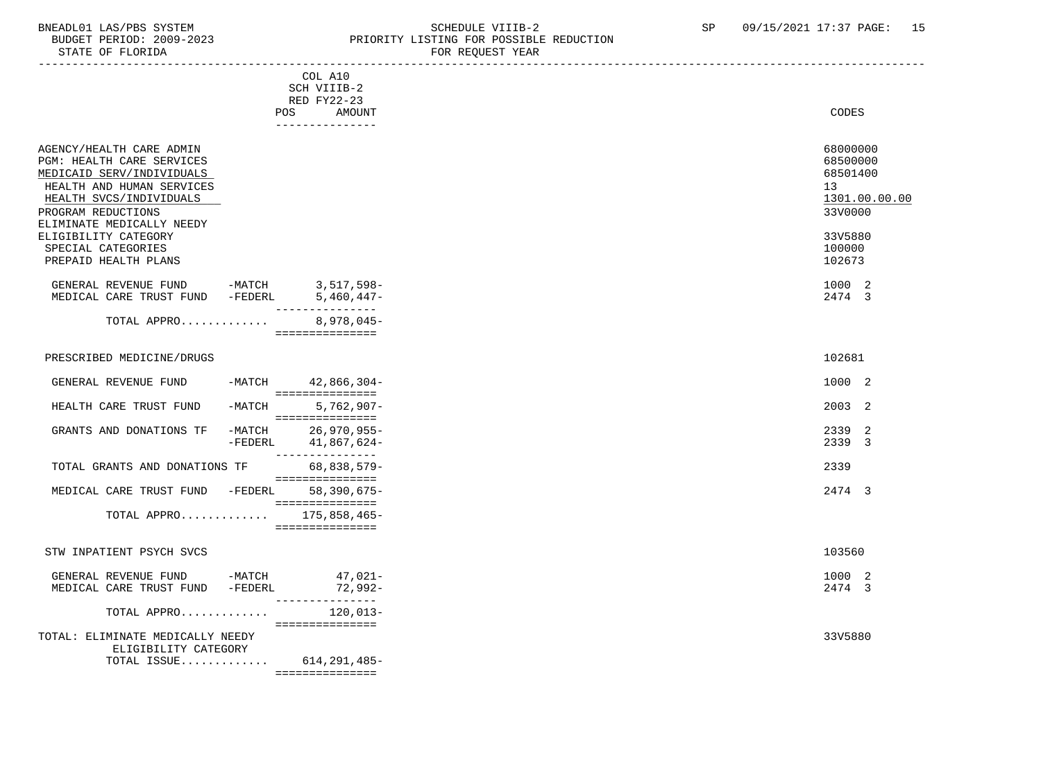COL A10
SCH VIIIB-2
RED FY22-23

| | POS | AMOUNT | CODES |
|---|---|---|---|
| AGENCY/HEALTH CARE ADMIN | | | 68000000 |
| PGM: HEALTH CARE SERVICES | | | 68500000 |
| MEDICAID SERV/INDIVIDUALS | | | 68501400 |
| HEALTH AND HUMAN SERVICES | | | 13 |
| HEALTH SVCS/INDIVIDUALS | | | 1301.00.00.00 |
| PROGRAM REDUCTIONS | | | 33V0000 |
| ELIMINATE MEDICALLY NEEDY ELIGIBILITY CATEGORY | | | 33V5880 |
| SPECIAL CATEGORIES | | | 100000 |
| PREPAID HEALTH PLANS | | | 102673 |
| GENERAL REVENUE FUND -MATCH | | 3,517,598- | 1000 2 |
| MEDICAL CARE TRUST FUND -FEDERL | | 5,460,447- | 2474 3 |
| TOTAL APPRO............ | | 8,978,045- | |
| PRESCRIBED MEDICINE/DRUGS | | | 102681 |
| GENERAL REVENUE FUND -MATCH | | 42,866,304- | 1000 2 |
| HEALTH CARE TRUST FUND -MATCH | | 5,762,907- | 2003 2 |
| GRANTS AND DONATIONS TF -MATCH | | 26,970,955- | 2339 2 |
| -FEDERL | | 41,867,624- | 2339 3 |
| TOTAL GRANTS AND DONATIONS TF | | 68,838,579- | 2339 |
| MEDICAL CARE TRUST FUND -FEDERL | | 58,390,675- | 2474 3 |
| TOTAL APPRO............ | | 175,858,465- | |
| STW INPATIENT PSYCH SVCS | | | 103560 |
| GENERAL REVENUE FUND -MATCH | | 47,021- | 1000 2 |
| MEDICAL CARE TRUST FUND -FEDERL | | 72,992- | 2474 3 |
| TOTAL APPRO............ | | 120,013- | |
| TOTAL: ELIMINATE MEDICALLY NEEDY ELIGIBILITY CATEGORY | | | 33V5880 |
| TOTAL ISSUE............ | | 614,291,485- | |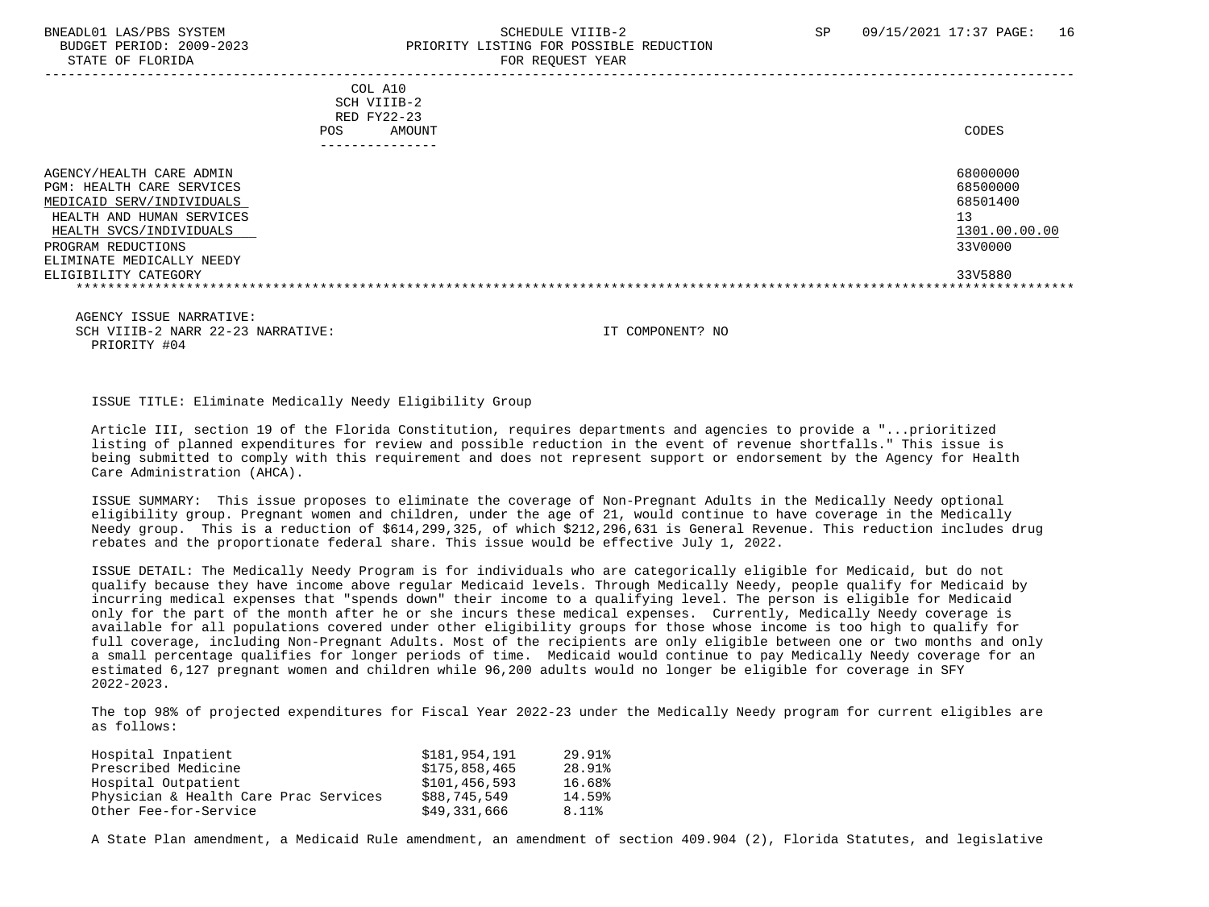COL A10
SCH VIIIB-2
RED FY22-23

| | POS | AMOUNT | CODES |
|---|---|---|---|
| AGENCY/HEALTH CARE ADMIN | | | 68000000 |
| PGM: HEALTH CARE SERVICES | | | 68500000 |
| MEDICAID SERV/INDIVIDUALS | | | 68501400 |
| HEALTH AND HUMAN SERVICES | | | 13 |
| HEALTH SVCS/INDIVIDUALS | | | 1301.00.00.00 |
| PROGRAM REDUCTIONS | | | 33V0000 |
| ELIMINATE MEDICALLY NEEDY ELIGIBILITY CATEGORY | | | 33V5880 |

AGENCY ISSUE NARRATIVE:
SCH VIIIB-2 NARR 22-23 NARRATIVE: IT COMPONENT? NO
PRIORITY #04

ISSUE TITLE: Eliminate Medically Needy Eligibility Group

Article III, section 19 of the Florida Constitution, requires departments and agencies to provide a "...prioritized listing of planned expenditures for review and possible reduction in the event of revenue shortfalls." This issue is being submitted to comply with this requirement and does not represent support or endorsement by the Agency for Health Care Administration (AHCA).

ISSUE SUMMARY: This issue proposes to eliminate the coverage of Non-Pregnant Adults in the Medically Needy optional eligibility group. Pregnant women and children, under the age of 21, would continue to have coverage in the Medically Needy group. This is a reduction of $614,299,325, of which $212,296,631 is General Revenue. This reduction includes drug rebates and the proportionate federal share. This issue would be effective July 1, 2022.

ISSUE DETAIL: The Medically Needy Program is for individuals who are categorically eligible for Medicaid, but do not qualify because they have income above regular Medicaid levels. Through Medically Needy, people qualify for Medicaid by incurring medical expenses that "spends down" their income to a qualifying level. The person is eligible for Medicaid only for the part of the month after he or she incurs these medical expenses. Currently, Medically Needy coverage is available for all populations covered under other eligibility groups for those whose income is too high to qualify for full coverage, including Non-Pregnant Adults. Most of the recipients are only eligible between one or two months and only a small percentage qualifies for longer periods of time. Medicaid would continue to pay Medically Needy coverage for an estimated 6,127 pregnant women and children while 96,200 adults would no longer be eligible for coverage in SFY 2022-2023.

The top 98% of projected expenditures for Fiscal Year 2022-23 under the Medically Needy program for current eligibles are as follows:

| | | |
|---|---|---|
| Hospital Inpatient | $181,954,191 | 29.91% |
| Prescribed Medicine | $175,858,465 | 28.91% |
| Hospital Outpatient | $101,456,593 | 16.68% |
| Physician & Health Care Prac Services | $88,745,549 | 14.59% |
| Other Fee-for-Service | $49,331,666 | 8.11% |

A State Plan amendment, a Medicaid Rule amendment, an amendment of section 409.904 (2), Florida Statutes, and legislative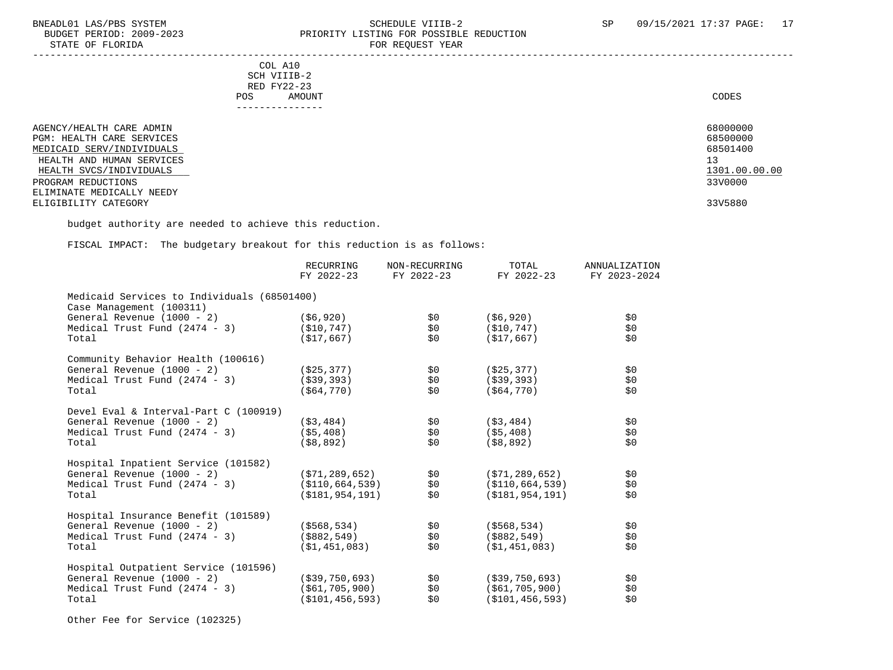| | COL A10 SCH VIIIB-2 RED FY22-23 POS AMOUNT | CODES |
|---|---|---|
| AGENCY/HEALTH CARE ADMIN | | 68000000 |
| PGM: HEALTH CARE SERVICES | | 68500000 |
| MEDICAID SERV/INDIVIDUALS | | 68501400 |
| HEALTH AND HUMAN SERVICES | | 13 |
| HEALTH SVCS/INDIVIDUALS | | 1301.00.00.00 |
| PROGRAM REDUCTIONS | | 33V0000 |
| ELIMINATE MEDICALLY NEEDY ELIGIBILITY CATEGORY | | 33V5880 |

budget authority are needed to achieve this reduction.

FISCAL IMPACT: The budgetary breakout for this reduction is as follows:

| | RECURRING FY 2022-23 | NON-RECURRING FY 2022-23 | TOTAL FY 2022-23 | ANNUALIZATION FY 2023-2024 |
|---|---|---|---|---|
| Medicaid Services to Individuals (68501400) | | | | |
| Case Management (100311) | | | | |
| General Revenue (1000 - 2) | ($6,920) | $0 | ($6,920) | $0 |
| Medical Trust Fund (2474 - 3) | ($10,747) | $0 | ($10,747) | $0 |
| Total | ($17,667) | $0 | ($17,667) | $0 |
| Community Behavior Health (100616) | | | | |
| General Revenue (1000 - 2) | ($25,377) | $0 | ($25,377) | $0 |
| Medical Trust Fund (2474 - 3) | ($39,393) | $0 | ($39,393) | $0 |
| Total | ($64,770) | $0 | ($64,770) | $0 |
| Devel Eval & Interval-Part C (100919) | | | | |
| General Revenue (1000 - 2) | ($3,484) | $0 | ($3,484) | $0 |
| Medical Trust Fund (2474 - 3) | ($5,408) | $0 | ($5,408) | $0 |
| Total | ($8,892) | $0 | ($8,892) | $0 |
| Hospital Inpatient Service (101582) | | | | |
| General Revenue (1000 - 2) | ($71,289,652) | $0 | ($71,289,652) | $0 |
| Medical Trust Fund (2474 - 3) | ($110,664,539) | $0 | ($110,664,539) | $0 |
| Total | ($181,954,191) | $0 | ($181,954,191) | $0 |
| Hospital Insurance Benefit (101589) | | | | |
| General Revenue (1000 - 2) | ($568,534) | $0 | ($568,534) | $0 |
| Medical Trust Fund (2474 - 3) | ($882,549) | $0 | ($882,549) | $0 |
| Total | ($1,451,083) | $0 | ($1,451,083) | $0 |
| Hospital Outpatient Service (101596) | | | | |
| General Revenue (1000 - 2) | ($39,750,693) | $0 | ($39,750,693) | $0 |
| Medical Trust Fund (2474 - 3) | ($61,705,900) | $0 | ($61,705,900) | $0 |
| Total | ($101,456,593) | $0 | ($101,456,593) | $0 |
| Other Fee for Service (102325) | | | | |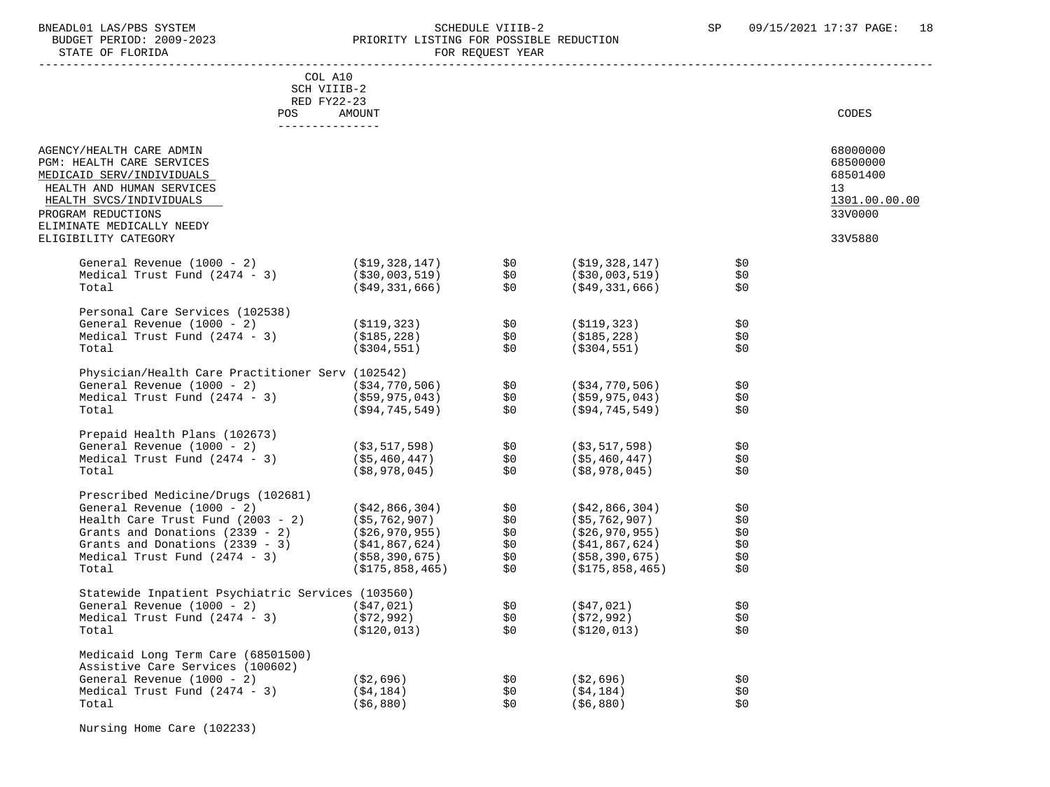COL A10 SCH VIIIB-2 RED FY22-23

| | POS | AMOUNT | | | | CODES |
|---|---|---|---|---|---|---|
| AGENCY/HEALTH CARE ADMIN | | | | | | 68000000 |
| PGM: HEALTH CARE SERVICES | | | | | | 68500000 |
| MEDICAID SERV/INDIVIDUALS | | | | | | 68501400 |
| HEALTH AND HUMAN SERVICES | | | | | | 13 |
| HEALTH SVCS/INDIVIDUALS | | | | | | 1301.00.00.00 |
| PROGRAM REDUCTIONS | | | | | | 33V0000 |
| ELIMINATE MEDICALLY NEEDY ELIGIBILITY CATEGORY | | | | | | 33V5880 |
| General Revenue (1000 - 2) | | ($19,328,147) | $0 | ($19,328,147) | $0 | |
| Medical Trust Fund (2474 - 3) | | ($30,003,519) | $0 | ($30,003,519) | $0 | |
| Total | | ($49,331,666) | $0 | ($49,331,666) | $0 | |
| Personal Care Services (102538) | | | | | | |
| General Revenue (1000 - 2) | | ($119,323) | $0 | ($119,323) | $0 | |
| Medical Trust Fund (2474 - 3) | | ($185,228) | $0 | ($185,228) | $0 | |
| Total | | ($304,551) | $0 | ($304,551) | $0 | |
| Physician/Health Care Practitioner Serv (102542) | | | | | | |
| General Revenue (1000 - 2) | | ($34,770,506) | $0 | ($34,770,506) | $0 | |
| Medical Trust Fund (2474 - 3) | | ($59,975,043) | $0 | ($59,975,043) | $0 | |
| Total | | ($94,745,549) | $0 | ($94,745,549) | $0 | |
| Prepaid Health Plans (102673) | | | | | | |
| General Revenue (1000 - 2) | | ($3,517,598) | $0 | ($3,517,598) | $0 | |
| Medical Trust Fund (2474 - 3) | | ($5,460,447) | $0 | ($5,460,447) | $0 | |
| Total | | ($8,978,045) | $0 | ($8,978,045) | $0 | |
| Prescribed Medicine/Drugs (102681) | | | | | | |
| General Revenue (1000 - 2) | | ($42,866,304) | $0 | ($42,866,304) | $0 | |
| Health Care Trust Fund (2003 - 2) | | ($5,762,907) | $0 | ($5,762,907) | $0 | |
| Grants and Donations (2339 - 2) | | ($26,970,955) | $0 | ($26,970,955) | $0 | |
| Grants and Donations (2339 - 3) | | ($41,867,624) | $0 | ($41,867,624) | $0 | |
| Medical Trust Fund (2474 - 3) | | ($58,390,675) | $0 | ($58,390,675) | $0 | |
| Total | | ($175,858,465) | $0 | ($175,858,465) | $0 | |
| Statewide Inpatient Psychiatric Services (103560) | | | | | | |
| General Revenue (1000 - 2) | | ($47,021) | $0 | ($47,021) | $0 | |
| Medical Trust Fund (2474 - 3) | | ($72,992) | $0 | ($72,992) | $0 | |
| Total | | ($120,013) | $0 | ($120,013) | $0 | |
| Medicaid Long Term Care (68501500) | | | | | | |
| Assistive Care Services (100602) | | | | | | |
| General Revenue (1000 - 2) | | ($2,696) | $0 | ($2,696) | $0 | |
| Medical Trust Fund (2474 - 3) | | ($4,184) | $0 | ($4,184) | $0 | |
| Total | | ($6,880) | $0 | ($6,880) | $0 | |
| Nursing Home Care (102233) | | | | | | |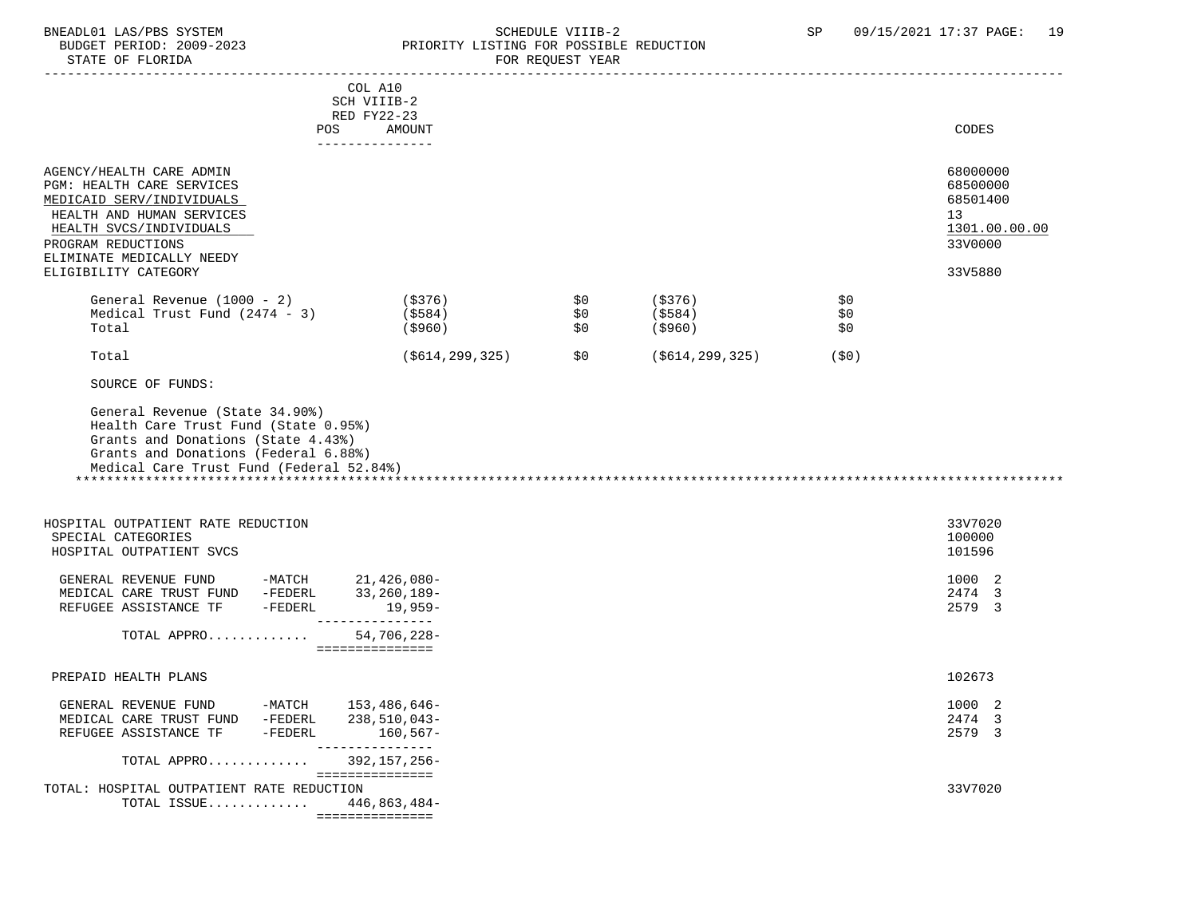| | COL A10 SCH VIIIB-2 RED FY22-23 POS | AMOUNT | | | | CODES |
|---|---|---|---|---|---|---|
| AGENCY/HEALTH CARE ADMIN | | | | | | 68000000 |
| PGM: HEALTH CARE SERVICES | | | | | | 68500000 |
| MEDICAID SERV/INDIVIDUALS | | | | | | 68501400 |
| HEALTH AND HUMAN SERVICES | | | | | | 13 |
| HEALTH SVCS/INDIVIDUALS | | | | | | 1301.00.00.00 |
| PROGRAM REDUCTIONS | | | | | | 33V0000 |
| ELIMINATE MEDICALLY NEEDY ELIGIBILITY CATEGORY | | | | | | 33V5880 |
| General Revenue (1000 - 2) | | ($376) | $0 | ($376) | $0 | |
| Medical Trust Fund (2474 - 3) | | ($584) | $0 | ($584) | $0 | |
| Total | | ($960) | $0 | ($960) | $0 | |
| Total | | ($614,299,325) | $0 | ($614,299,325) | ($0) | |

SOURCE OF FUNDS:

General Revenue (State 34.90%)
Health Care Trust Fund (State 0.95%)
Grants and Donations (State 4.43%)
Grants and Donations (Federal 6.88%)
Medical Care Trust Fund (Federal 52.84%)

*****************************************************************************************************************************

| | | AMOUNT | CODES |
|---|---|---|---|
| HOSPITAL OUTPATIENT RATE REDUCTION | | | 33V7020 |
| SPECIAL CATEGORIES | | | 100000 |
| HOSPITAL OUTPATIENT SVCS | | | 101596 |
| GENERAL REVENUE FUND | -MATCH | 21,426,080- | 1000 2 |
| MEDICAL CARE TRUST FUND | -FEDERL | 33,260,189- | 2474 3 |
| REFUGEE ASSISTANCE TF | -FEDERL | 19,959- | 2579 3 |
| TOTAL APPRO............ | | 54,706,228- | |
| PREPAID HEALTH PLANS | | | 102673 |
| GENERAL REVENUE FUND | -MATCH | 153,486,646- | 1000 2 |
| MEDICAL CARE TRUST FUND | -FEDERL | 238,510,043- | 2474 3 |
| REFUGEE ASSISTANCE TF | -FEDERL | 160,567- | 2579 3 |
| TOTAL APPRO............ | | 392,157,256- | |
| TOTAL: HOSPITAL OUTPATIENT RATE REDUCTION | | | 33V7020 |
| TOTAL ISSUE............ | | 446,863,484- | |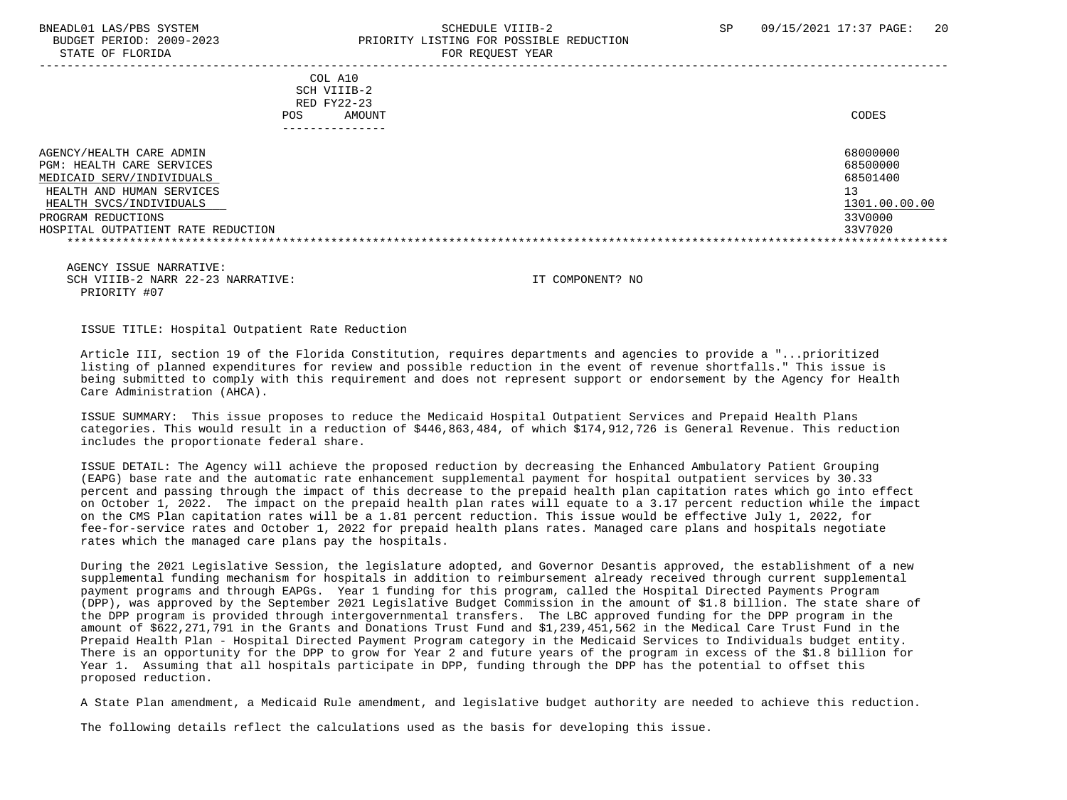| COL A10 SCH VIIIB-2 RED FY22-23 POS AMOUNT | CODES |
|---|---|
| AGENCY/HEALTH CARE ADMIN | 68000000 |
| PGM: HEALTH CARE SERVICES | 68500000 |
| MEDICAID SERV/INDIVIDUALS | 68501400 |
| HEALTH AND HUMAN SERVICES | 13 |
| HEALTH SVCS/INDIVIDUALS | 1301.00.00.00 |
| PROGRAM REDUCTIONS | 33V0000 |
| HOSPITAL OUTPATIENT RATE REDUCTION | 33V7020 |

AGENCY ISSUE NARRATIVE:
SCH VIIIB-2 NARR 22-23 NARRATIVE: IT COMPONENT? NO
PRIORITY #07

ISSUE TITLE: Hospital Outpatient Rate Reduction

Article III, section 19 of the Florida Constitution, requires departments and agencies to provide a "...prioritized listing of planned expenditures for review and possible reduction in the event of revenue shortfalls." This issue is being submitted to comply with this requirement and does not represent support or endorsement by the Agency for Health Care Administration (AHCA).

ISSUE SUMMARY: This issue proposes to reduce the Medicaid Hospital Outpatient Services and Prepaid Health Plans categories. This would result in a reduction of $446,863,484, of which $174,912,726 is General Revenue. This reduction includes the proportionate federal share.

ISSUE DETAIL: The Agency will achieve the proposed reduction by decreasing the Enhanced Ambulatory Patient Grouping (EAPG) base rate and the automatic rate enhancement supplemental payment for hospital outpatient services by 30.33 percent and passing through the impact of this decrease to the prepaid health plan capitation rates which go into effect on October 1, 2022. The impact on the prepaid health plan rates will equate to a 3.17 percent reduction while the impact on the CMS Plan capitation rates will be a 1.81 percent reduction. This issue would be effective July 1, 2022, for fee-for-service rates and October 1, 2022 for prepaid health plans rates. Managed care plans and hospitals negotiate rates which the managed care plans pay the hospitals.

During the 2021 Legislative Session, the legislature adopted, and Governor Desantis approved, the establishment of a new supplemental funding mechanism for hospitals in addition to reimbursement already received through current supplemental payment programs and through EAPGs. Year 1 funding for this program, called the Hospital Directed Payments Program (DPP), was approved by the September 2021 Legislative Budget Commission in the amount of $1.8 billion. The state share of the DPP program is provided through intergovernmental transfers. The LBC approved funding for the DPP program in the amount of $622,271,791 in the Grants and Donations Trust Fund and $1,239,451,562 in the Medical Care Trust Fund in the Prepaid Health Plan - Hospital Directed Payment Program category in the Medicaid Services to Individuals budget entity. There is an opportunity for the DPP to grow for Year 2 and future years of the program in excess of the $1.8 billion for Year 1. Assuming that all hospitals participate in DPP, funding through the DPP has the potential to offset this proposed reduction.

A State Plan amendment, a Medicaid Rule amendment, and legislative budget authority are needed to achieve this reduction.

The following details reflect the calculations used as the basis for developing this issue.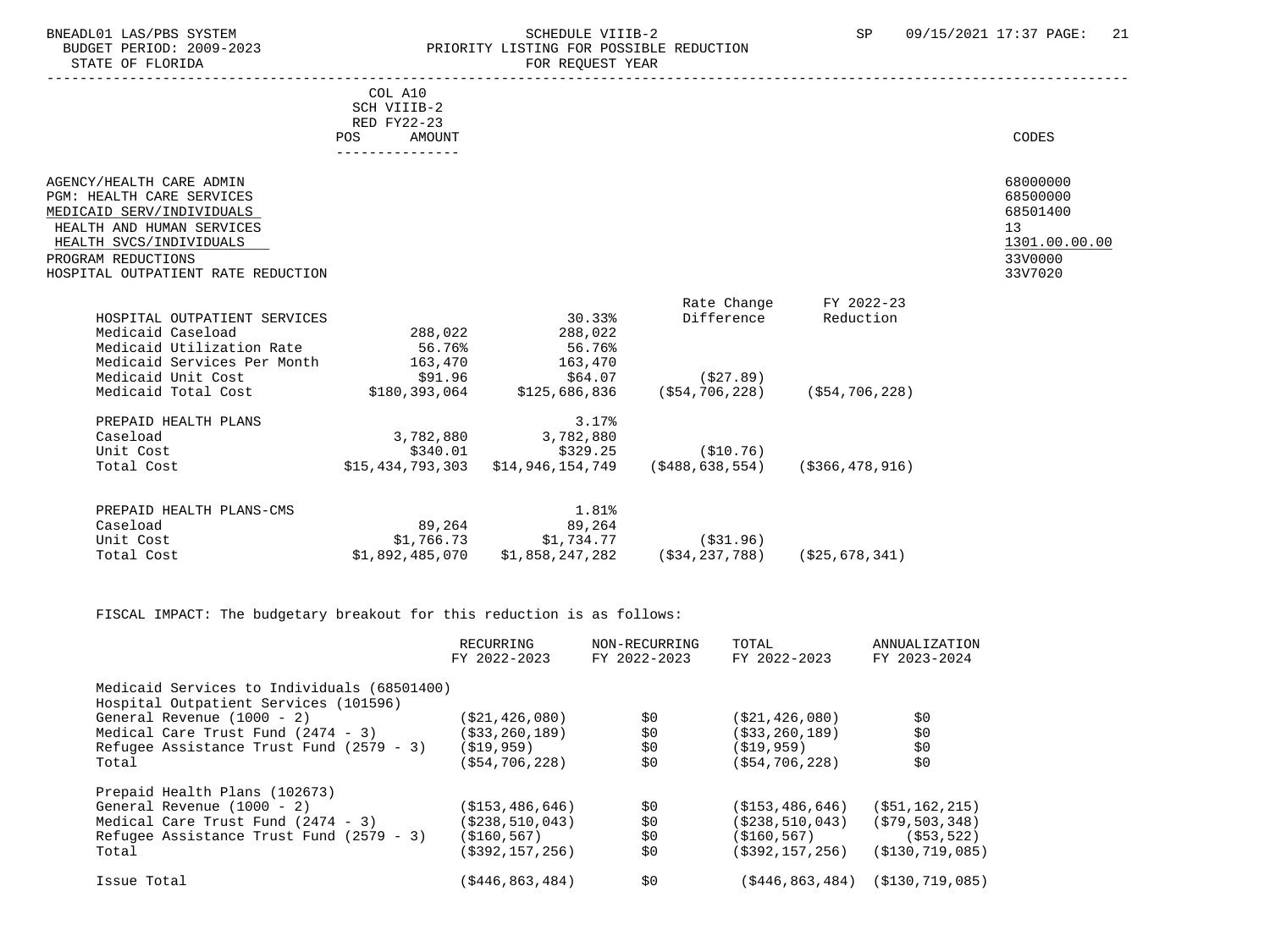COL A10
SCH VIIIB-2
RED FY22-23

| POS | AMOUNT | CODES |
|---|---|---|

AGENCY/HEALTH CARE ADMIN — 68000000
PGM: HEALTH CARE SERVICES — 68500000
MEDICAID SERV/INDIVIDUALS — 68501400
HEALTH AND HUMAN SERVICES — 13
HEALTH SVCS/INDIVIDUALS — 1301.00.00.00
PROGRAM REDUCTIONS — 33V0000
HOSPITAL OUTPATIENT RATE REDUCTION — 33V7020

| | | | Rate Change Difference | FY 2022-23 Reduction |
|---|---|---|---|---|
| HOSPITAL OUTPATIENT SERVICES | | 30.33% | | |
| Medicaid Caseload | 288,022 | 288,022 | | |
| Medicaid Utilization Rate | 56.76% | 56.76% | | |
| Medicaid Services Per Month | 163,470 | 163,470 | | |
| Medicaid Unit Cost | $91.96 | $64.07 | ($27.89) | |
| Medicaid Total Cost | $180,393,064 | $125,686,836 | ($54,706,228) | ($54,706,228) |
| | | | | |
| PREPAID HEALTH PLANS | | 3.17% | | |
| Caseload | 3,782,880 | 3,782,880 | | |
| Unit Cost | $340.01 | $329.25 | ($10.76) | |
| Total Cost | $15,434,793,303 | $14,946,154,749 | ($488,638,554) | ($366,478,916) |
| | | | | |
| PREPAID HEALTH PLANS-CMS | | 1.81% | | |
| Caseload | 89,264 | 89,264 | | |
| Unit Cost | $1,766.73 | $1,734.77 | ($31.96) | |
| Total Cost | $1,892,485,070 | $1,858,247,282 | ($34,237,788) | ($25,678,341) |

FISCAL IMPACT: The budgetary breakout for this reduction is as follows:

| | RECURRING FY 2022-2023 | NON-RECURRING FY 2022-2023 | TOTAL FY 2022-2023 | ANNUALIZATION FY 2023-2024 |
|---|---|---|---|---|
| Medicaid Services to Individuals (68501400) | | | | |
| Hospital Outpatient Services (101596) | | | | |
| General Revenue (1000 - 2) | ($21,426,080) | $0 | ($21,426,080) | $0 |
| Medical Care Trust Fund (2474 - 3) | ($33,260,189) | $0 | ($33,260,189) | $0 |
| Refugee Assistance Trust Fund (2579 - 3) | ($19,959) | $0 | ($19,959) | $0 |
| Total | ($54,706,228) | $0 | ($54,706,228) | $0 |
| | | | | |
| Prepaid Health Plans (102673) | | | | |
| General Revenue (1000 - 2) | ($153,486,646) | $0 | ($153,486,646) | ($51,162,215) |
| Medical Care Trust Fund (2474 - 3) | ($238,510,043) | $0 | ($238,510,043) | ($79,503,348) |
| Refugee Assistance Trust Fund (2579 - 3) | ($160,567) | $0 | ($160,567) | ($53,522) |
| Total | ($392,157,256) | $0 | ($392,157,256) | ($130,719,085) |
| | | | | |
| Issue Total | ($446,863,484) | $0 | ($446,863,484) | ($130,719,085) |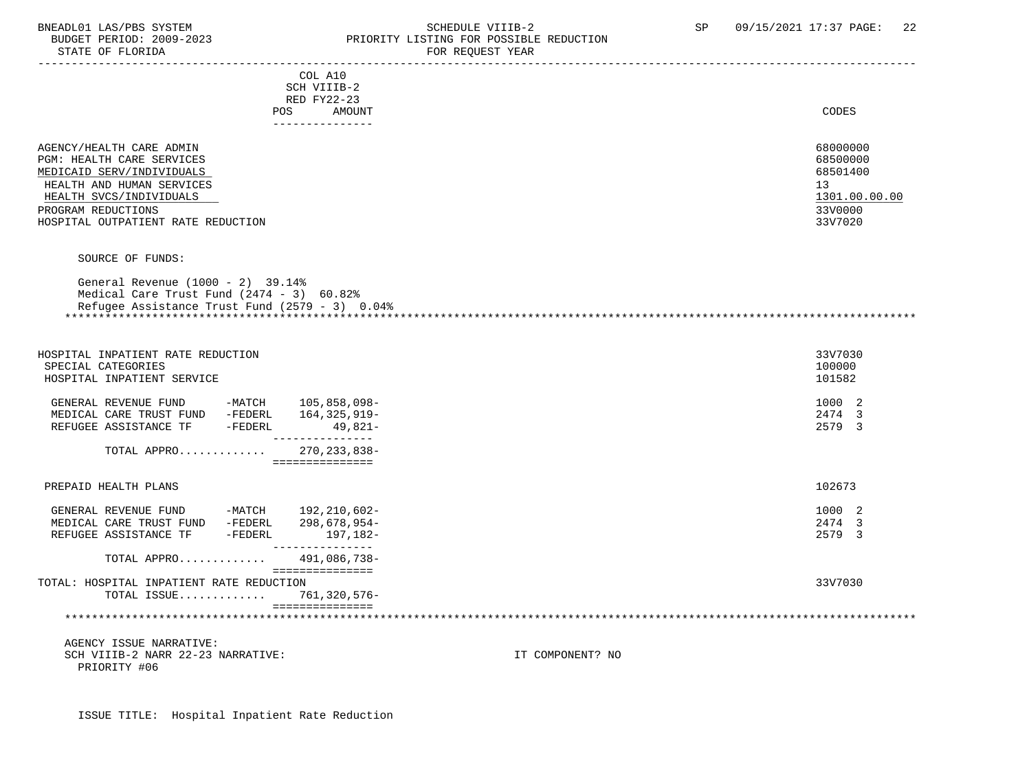| | COL A10 SCH VIIIB-2 RED FY22-23 POS AMOUNT | CODES |
|---|---|---|
| AGENCY/HEALTH CARE ADMIN | | 68000000 |
| PGM: HEALTH CARE SERVICES | | 68500000 |
| MEDICAID SERV/INDIVIDUALS | | 68501400 |
| HEALTH AND HUMAN SERVICES | | 13 |
| HEALTH SVCS/INDIVIDUALS | | 1301.00.00.00 |
| PROGRAM REDUCTIONS | | 33V0000 |
| HOSPITAL OUTPATIENT RATE REDUCTION | | 33V7020 |

SOURCE OF FUNDS:

General Revenue (1000 - 2) 39.14%
Medical Care Trust Fund (2474 - 3) 60.82%
Refugee Assistance Trust Fund (2579 - 3) 0.04%

| | AMOUNT | CODES |
|---|---|---|
| HOSPITAL INPATIENT RATE REDUCTION | | 33V7030 |
| SPECIAL CATEGORIES | | 100000 |
| HOSPITAL INPATIENT SERVICE | | 101582 |
| GENERAL REVENUE FUND -MATCH | 105,858,098- | 1000 2 |
| MEDICAL CARE TRUST FUND -FEDERL | 164,325,919- | 2474 3 |
| REFUGEE ASSISTANCE TF -FEDERL | 49,821- | 2579 3 |
| TOTAL APPRO............ | 270,233,838- | |
| PREPAID HEALTH PLANS | | 102673 |
| GENERAL REVENUE FUND -MATCH | 192,210,602- | 1000 2 |
| MEDICAL CARE TRUST FUND -FEDERL | 298,678,954- | 2474 3 |
| REFUGEE ASSISTANCE TF -FEDERL | 197,182- | 2579 3 |
| TOTAL APPRO............ | 491,086,738- | |
| TOTAL: HOSPITAL INPATIENT RATE REDUCTION | | 33V7030 |
| TOTAL ISSUE............ | 761,320,576- | |

AGENCY ISSUE NARRATIVE:
SCH VIIIB-2 NARR 22-23 NARRATIVE: IT COMPONENT? NO
PRIORITY #06

ISSUE TITLE: Hospital Inpatient Rate Reduction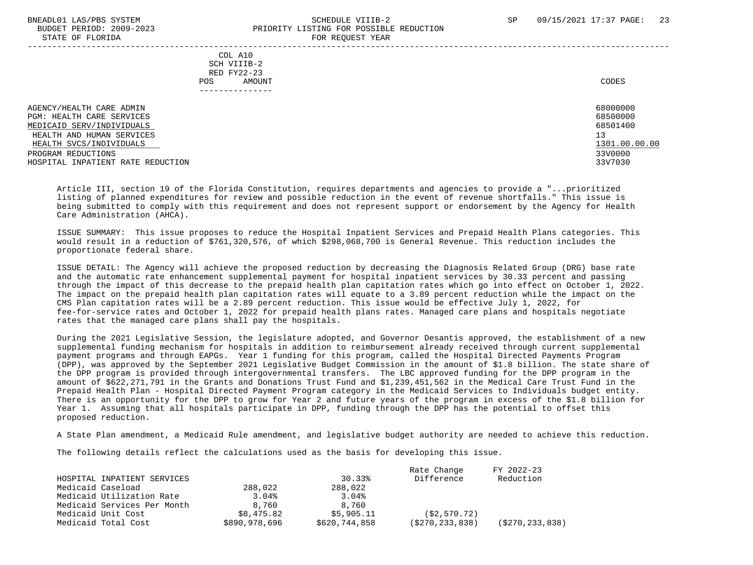COL A10
SCH VIIIB-2
RED FY22-23
POS AMOUNT

CODES

| | |
|---|---|
| AGENCY/HEALTH CARE ADMIN | 68000000 |
| PGM: HEALTH CARE SERVICES | 68500000 |
| MEDICAID SERV/INDIVIDUALS | 68501400 |
| HEALTH AND HUMAN SERVICES | 13 |
| HEALTH SVCS/INDIVIDUALS | 1301.00.00.00 |
| PROGRAM REDUCTIONS | 33V0000 |
| HOSPITAL INPATIENT RATE REDUCTION | 33V7030 |

Article III, section 19 of the Florida Constitution, requires departments and agencies to provide a "...prioritized listing of planned expenditures for review and possible reduction in the event of revenue shortfalls." This issue is being submitted to comply with this requirement and does not represent support or endorsement by the Agency for Health Care Administration (AHCA).

ISSUE SUMMARY: This issue proposes to reduce the Hospital Inpatient Services and Prepaid Health Plans categories. This would result in a reduction of $761,320,576, of which $298,068,700 is General Revenue. This reduction includes the proportionate federal share.

ISSUE DETAIL: The Agency will achieve the proposed reduction by decreasing the Diagnosis Related Group (DRG) base rate and the automatic rate enhancement supplemental payment for hospital inpatient services by 30.33 percent and passing through the impact of this decrease to the prepaid health plan capitation rates which go into effect on October 1, 2022. The impact on the prepaid health plan capitation rates will equate to a 3.89 percent reduction while the impact on the CMS Plan capitation rates will be a 2.89 percent reduction. This issue would be effective July 1, 2022, for fee-for-service rates and October 1, 2022 for prepaid health plans rates. Managed care plans and hospitals negotiate rates that the managed care plans shall pay the hospitals.

During the 2021 Legislative Session, the legislature adopted, and Governor Desantis approved, the establishment of a new supplemental funding mechanism for hospitals in addition to reimbursement already received through current supplemental payment programs and through EAPGs. Year 1 funding for this program, called the Hospital Directed Payments Program (DPP), was approved by the September 2021 Legislative Budget Commission in the amount of $1.8 billion. The state share of the DPP program is provided through intergovernmental transfers. The LBC approved funding for the DPP program in the amount of $622,271,791 in the Grants and Donations Trust Fund and $1,239,451,562 in the Medical Care Trust Fund in the Prepaid Health Plan - Hospital Directed Payment Program category in the Medicaid Services to Individuals budget entity. There is an opportunity for the DPP to grow for Year 2 and future years of the program in excess of the $1.8 billion for Year 1. Assuming that all hospitals participate in DPP, funding through the DPP has the potential to offset this proposed reduction.

A State Plan amendment, a Medicaid Rule amendment, and legislative budget authority are needed to achieve this reduction.

The following details reflect the calculations used as the basis for developing this issue.

| HOSPITAL INPATIENT SERVICES | | 30.33% | Rate Change Difference | FY 2022-23 Reduction |
|---|---|---|---|---|
| Medicaid Caseload | 288,022 | 288,022 | | |
| Medicaid Utilization Rate | 3.04% | 3.04% | | |
| Medicaid Services Per Month | 8,760 | 8,760 | | |
| Medicaid Unit Cost | $8,475.82 | $5,905.11 | ($2,570.72) | |
| Medicaid Total Cost | $890,978,696 | $620,744,858 | ($270,233,838) | ($270,233,838) |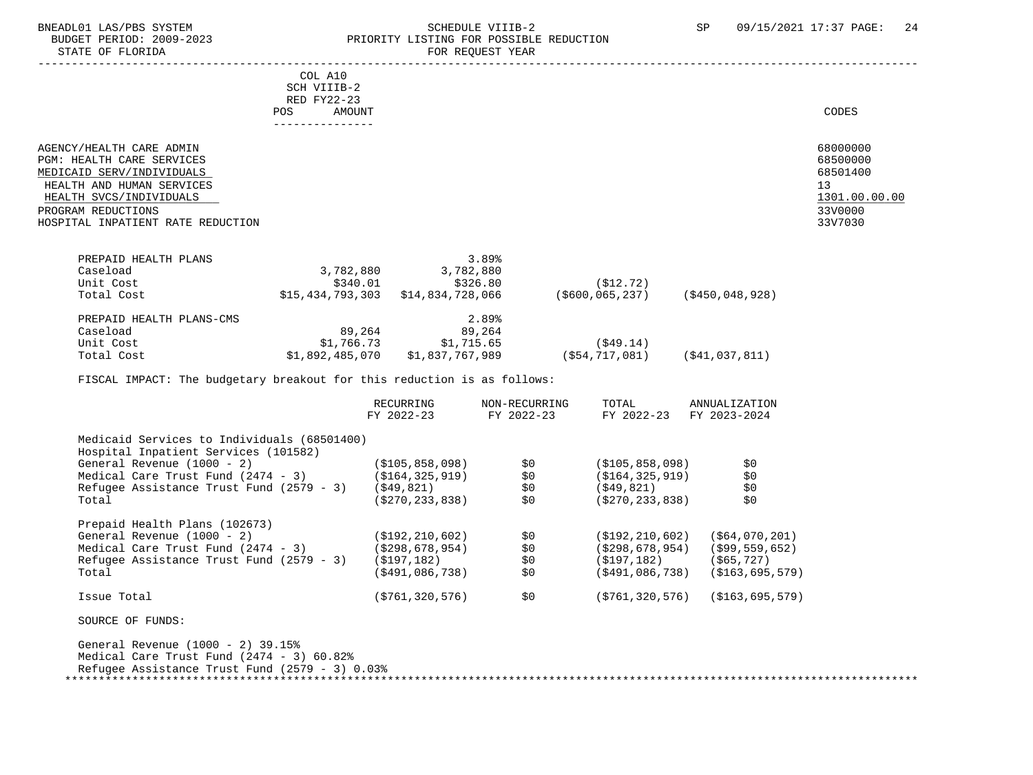COL A10
SCH VIIIB-2
RED FY22-23
POS AMOUNT

| | CODES |
|---|---|
| AGENCY/HEALTH CARE ADMIN | 68000000 |
| PGM: HEALTH CARE SERVICES | 68500000 |
| MEDICAID SERV/INDIVIDUALS | 68501400 |
| HEALTH AND HUMAN SERVICES | 13 |
| HEALTH SVCS/INDIVIDUALS | 1301.00.00.00 |
| PROGRAM REDUCTIONS | 33V0000 |
| HOSPITAL INPATIENT RATE REDUCTION | 33V7030 |

| | | | | |
|---|---|---|---|---|
| PREPAID HEALTH PLANS | | 3.89% | | |
| Caseload | 3,782,880 | 3,782,880 | | |
| Unit Cost | $340.01 | $326.80 | ($12.72) | |
| Total Cost | $15,434,793,303 | $14,834,728,066 | ($600,065,237) | ($450,048,928) |
| | | | | |
| PREPAID HEALTH PLANS-CMS | | 2.89% | | |
| Caseload | 89,264 | 89,264 | | |
| Unit Cost | $1,766.73 | $1,715.65 | ($49.14) | |
| Total Cost | $1,892,485,070 | $1,837,767,989 | ($54,717,081) | ($41,037,811) |

FISCAL IMPACT: The budgetary breakout for this reduction is as follows:

| | RECURRING FY 2022-23 | NON-RECURRING FY 2022-23 | TOTAL FY 2022-23 | ANNUALIZATION FY 2023-2024 |
|---|---|---|---|---|
| Medicaid Services to Individuals (68501400) | | | | |
| Hospital Inpatient Services (101582) | | | | |
| General Revenue (1000 - 2) | ($105,858,098) | $0 | ($105,858,098) | $0 |
| Medical Care Trust Fund (2474 - 3) | ($164,325,919) | $0 | ($164,325,919) | $0 |
| Refugee Assistance Trust Fund (2579 - 3) | ($49,821) | $0 | ($49,821) | $0 |
| Total | ($270,233,838) | $0 | ($270,233,838) | $0 |
| | | | | |
| Prepaid Health Plans (102673) | | | | |
| General Revenue (1000 - 2) | ($192,210,602) | $0 | ($192,210,602) | ($64,070,201) |
| Medical Care Trust Fund (2474 - 3) | ($298,678,954) | $0 | ($298,678,954) | ($99,559,652) |
| Refugee Assistance Trust Fund (2579 - 3) | ($197,182) | $0 | ($197,182) | ($65,727) |
| Total | ($491,086,738) | $0 | ($491,086,738) | ($163,695,579) |
| | | | | |
| Issue Total | ($761,320,576) | $0 | ($761,320,576) | ($163,695,579) |

SOURCE OF FUNDS:

General Revenue (1000 - 2) 39.15%
Medical Care Trust Fund (2474 - 3) 60.82%
Refugee Assistance Trust Fund (2579 - 3) 0.03%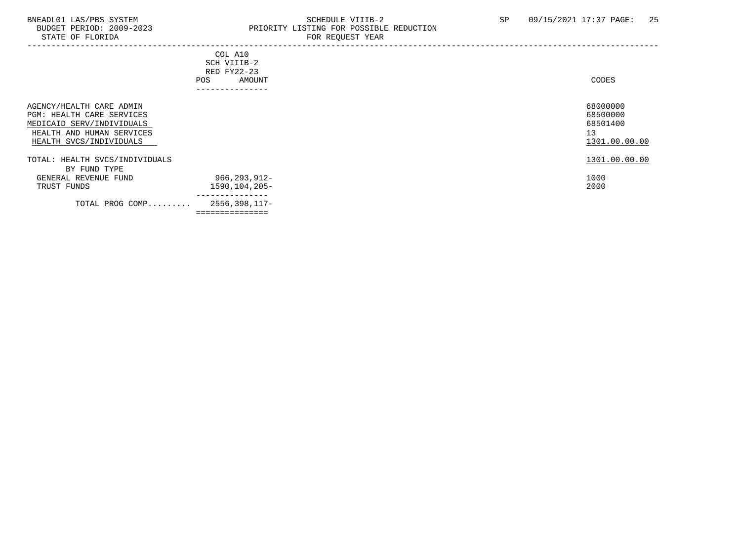BNEADL01 LAS/PBS SYSTEM
BUDGET PERIOD: 2009-2023
STATE OF FLORIDA

SCHEDULE VIIIB-2
PRIORITY LISTING FOR POSSIBLE REDUCTION
FOR REQUEST YEAR

SP 09/15/2021 17:37 PAGE: 25

| | COL A10 SCH VIIIB-2 RED FY22-23 POS | AMOUNT | CODES |
|---|---|---|---|
| AGENCY/HEALTH CARE ADMIN | | | 68000000 |
| PGM: HEALTH CARE SERVICES | | | 68500000 |
| MEDICAID SERV/INDIVIDUALS | | | 68501400 |
| HEALTH AND HUMAN SERVICES | | | 13 |
| HEALTH SVCS/INDIVIDUALS | | | 1301.00.00.00 |
| TOTAL: HEALTH SVCS/INDIVIDUALS | | | 1301.00.00.00 |
| BY FUND TYPE | | | |
| GENERAL REVENUE FUND | | 966,293,912- | 1000 |
| TRUST FUNDS | | 1590,104,205- | 2000 |
| TOTAL PROG COMP......... | | 2556,398,117- | |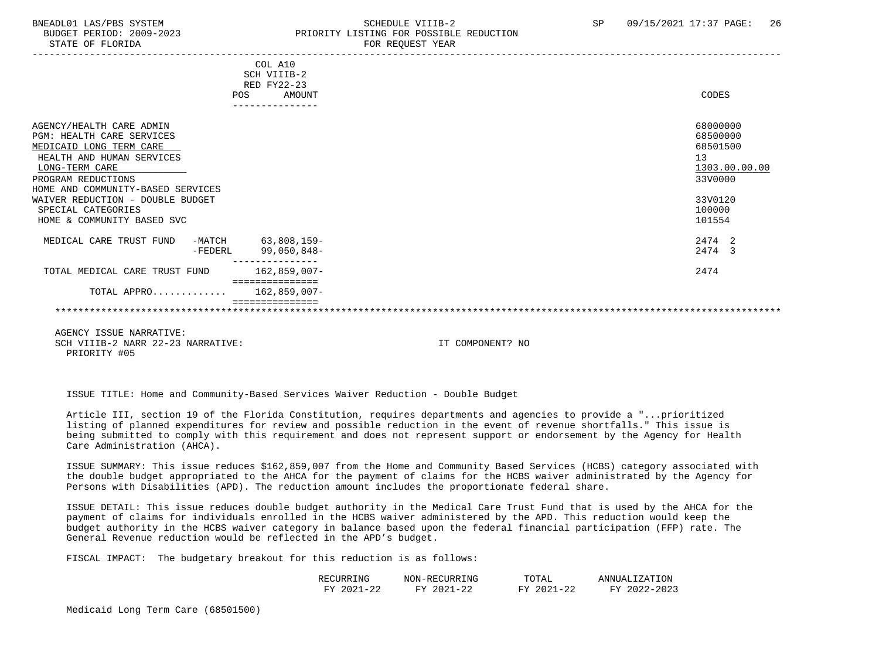BNEADL01 LAS/PBS SYSTEM — SCHEDULE VIIIB-2 — SP 09/15/2021 17:37

BUDGET PERIOD: 2009-2023 — PRIORITY LISTING FOR POSSIBLE REDUCTION

STATE OF FLORIDA — FOR REQUEST YEAR

| | COL A10 SCH VIIIB-2 RED FY22-23 POS | AMOUNT | CODES |
|---|---|---|---|
| AGENCY/HEALTH CARE ADMIN | | | 68000000 |
| PGM: HEALTH CARE SERVICES | | | 68500000 |
| MEDICAID LONG TERM CARE | | | 68501500 |
| HEALTH AND HUMAN SERVICES | | | 13 |
| LONG-TERM CARE | | | 1303.00.00.00 |
| PROGRAM REDUCTIONS | | | 33V0000 |
| HOME AND COMMUNITY-BASED SERVICES WAIVER REDUCTION - DOUBLE BUDGET | | | 33V0120 |
| SPECIAL CATEGORIES | | | 100000 |
| HOME & COMMUNITY BASED SVC | | | 101554 |
| MEDICAL CARE TRUST FUND -MATCH | | 63,808,159- | 2474 2 |
| -FEDERL | | 99,050,848- | 2474 3 |
| TOTAL MEDICAL CARE TRUST FUND | | 162,859,007- | 2474 |
| TOTAL APPRO............ | | 162,859,007- | |

AGENCY ISSUE NARRATIVE:

SCH VIIIB-2 NARR 22-23 NARRATIVE: IT COMPONENT? NO

PRIORITY #05

ISSUE TITLE: Home and Community-Based Services Waiver Reduction - Double Budget

Article III, section 19 of the Florida Constitution, requires departments and agencies to provide a "...prioritized listing of planned expenditures for review and possible reduction in the event of revenue shortfalls." This issue is being submitted to comply with this requirement and does not represent support or endorsement by the Agency for Health Care Administration (AHCA).

ISSUE SUMMARY: This issue reduces $162,859,007 from the Home and Community Based Services (HCBS) category associated with the double budget appropriated to the AHCA for the payment of claims for the HCBS waiver administrated by the Agency for Persons with Disabilities (APD). The reduction amount includes the proportionate federal share.

ISSUE DETAIL: This issue reduces double budget authority in the Medical Care Trust Fund that is used by the AHCA for the payment of claims for individuals enrolled in the HCBS waiver administered by the APD. This reduction would keep the budget authority in the HCBS waiver category in balance based upon the federal financial participation (FFP) rate. The General Revenue reduction would be reflected in the APD's budget.

FISCAL IMPACT: The budgetary breakout for this reduction is as follows:

| | RECURRING FY 2021-22 | NON-RECURRING FY 2021-22 | TOTAL FY 2021-22 | ANNUALIZATION FY 2022-2023 |
|---|---|---|---|---|
| Medicaid Long Term Care (68501500) | | | | |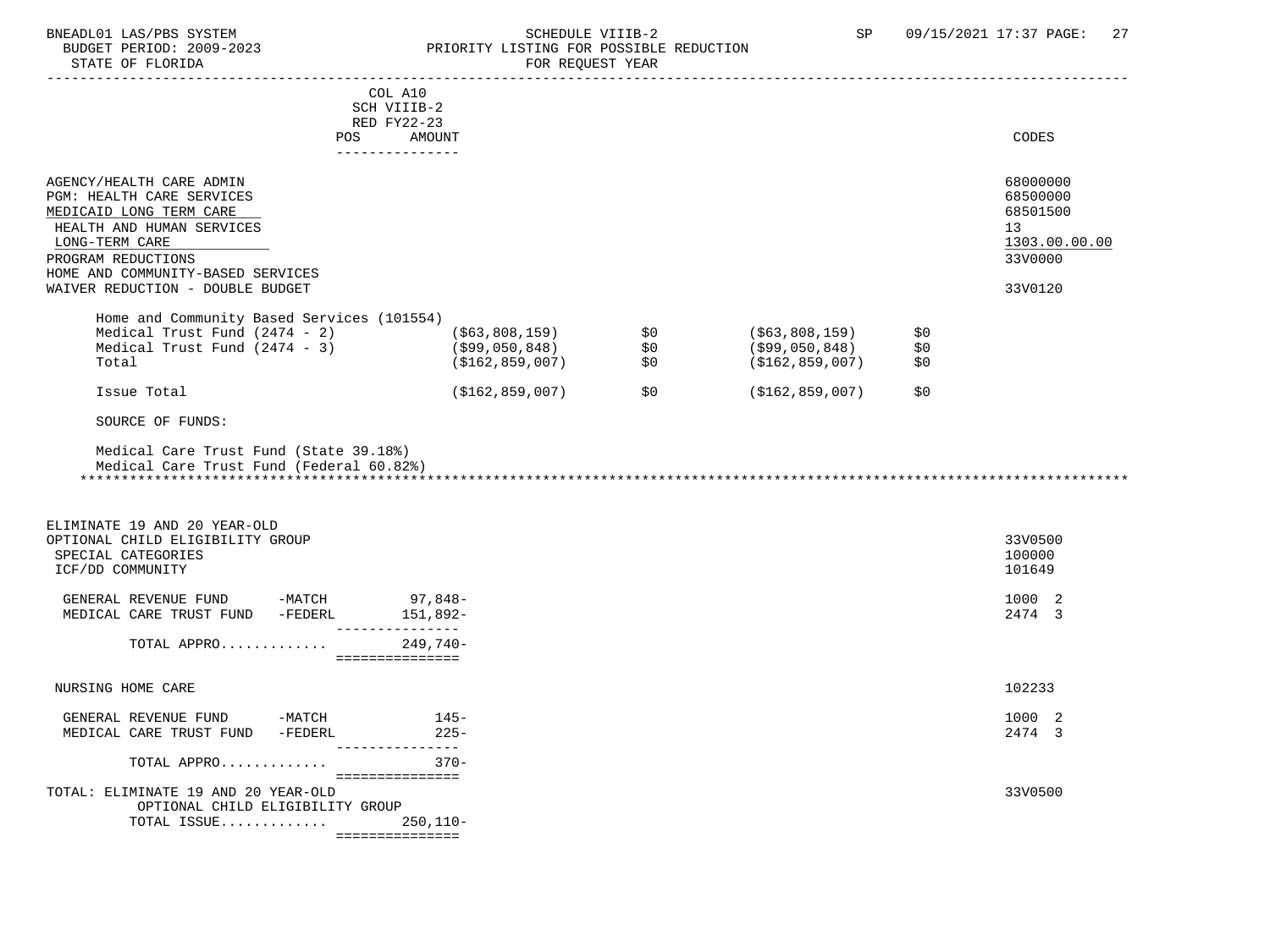BNEADL01 LAS/PBS SYSTEM — SCHEDULE VIIIB-2 — SP 09/15/2021 17:37

BUDGET PERIOD: 2009-2023 — PRIORITY LISTING FOR POSSIBLE REDUCTION

STATE OF FLORIDA — FOR REQUEST YEAR

| | COL A10 SCH VIIIB-2 RED FY22-23 POS | AMOUNT | CODES |
|---|---|---|---|
| AGENCY/HEALTH CARE ADMIN | | | 68000000 |
| PGM: HEALTH CARE SERVICES | | | 68500000 |
| MEDICAID LONG TERM CARE | | | 68501500 |
| HEALTH AND HUMAN SERVICES | | | 13 |
| LONG-TERM CARE | | | 1303.00.00.00 |
| PROGRAM REDUCTIONS | | | 33V0000 |
| HOME AND COMMUNITY-BASED SERVICES WAIVER REDUCTION - DOUBLE BUDGET | | | 33V0120 |

Home and Community Based Services (101554)

| | | | | |
|---|---|---|---|---|
| Medical Trust Fund (2474 - 2) | ($63,808,159) | $0 | ($63,808,159) | $0 |
| Medical Trust Fund (2474 - 3) | ($99,050,848) | $0 | ($99,050,848) | $0 |
| Total | ($162,859,007) | $0 | ($162,859,007) | $0 |
| Issue Total | ($162,859,007) | $0 | ($162,859,007) | $0 |

SOURCE OF FUNDS:

Medical Care Trust Fund (State 39.18%)
Medical Care Trust Fund (Federal 60.82%)

*****************************************************************************************************************

| | POS | AMOUNT | CODES |
|---|---|---|---|
| ELIMINATE 19 AND 20 YEAR-OLD OPTIONAL CHILD ELIGIBILITY GROUP | | | 33V0500 |
| SPECIAL CATEGORIES | | | 100000 |
| ICF/DD COMMUNITY | | | 101649 |
| GENERAL REVENUE FUND -MATCH | | 97,848- | 1000 2 |
| MEDICAL CARE TRUST FUND -FEDERL | | 151,892- | 2474 3 |
| TOTAL APPRO............. | | 249,740- | |
| NURSING HOME CARE | | | 102233 |
| GENERAL REVENUE FUND -MATCH | | 145- | 1000 2 |
| MEDICAL CARE TRUST FUND -FEDERL | | 225- | 2474 3 |
| TOTAL APPRO............. | | 370- | |
| TOTAL: ELIMINATE 19 AND 20 YEAR-OLD OPTIONAL CHILD ELIGIBILITY GROUP | | | 33V0500 |
| TOTAL ISSUE............. | | 250,110- | |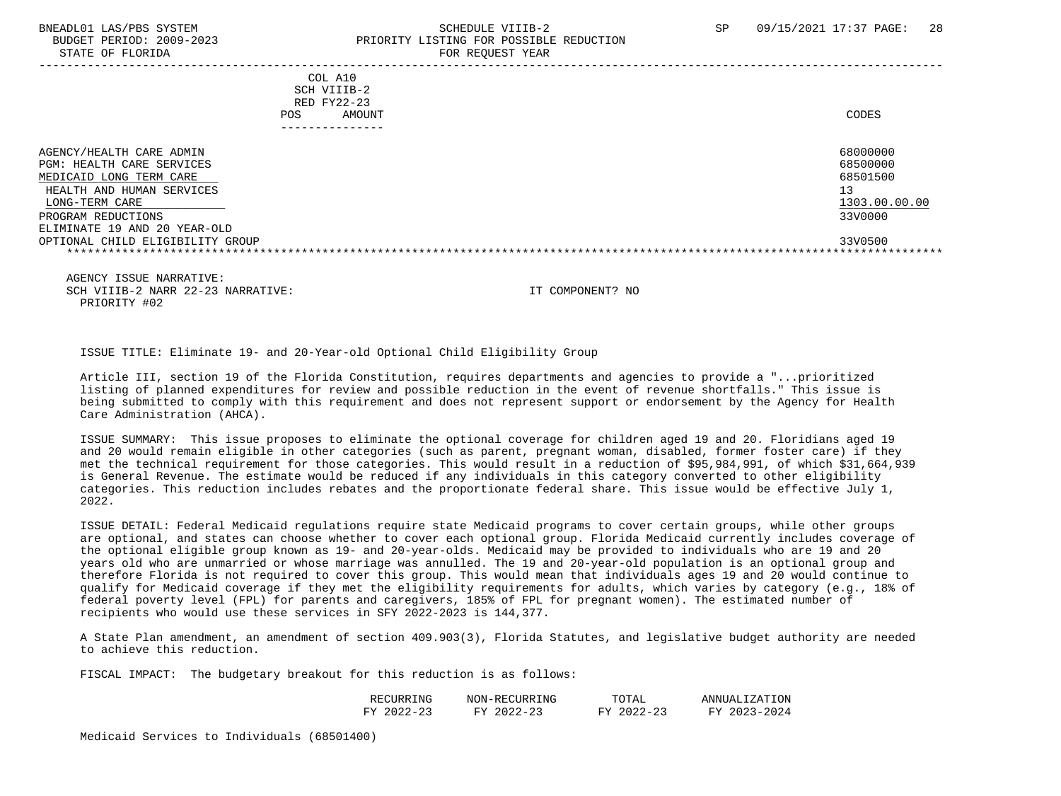| | COL A10 SCH VIIIB-2 RED FY22-23 POS AMOUNT | CODES |
|---|---|---|
| AGENCY/HEALTH CARE ADMIN | | 68000000 |
| PGM: HEALTH CARE SERVICES | | 68500000 |
| MEDICAID LONG TERM CARE | | 68501500 |
| HEALTH AND HUMAN SERVICES | | 13 |
| LONG-TERM CARE | | 1303.00.00.00 |
| PROGRAM REDUCTIONS | | 33V0000 |
| ELIMINATE 19 AND 20 YEAR-OLD OPTIONAL CHILD ELIGIBILITY GROUP | | 33V0500 |

AGENCY ISSUE NARRATIVE:
SCH VIIIB-2 NARR 22-23 NARRATIVE: IT COMPONENT? NO
PRIORITY #02

ISSUE TITLE: Eliminate 19- and 20-Year-old Optional Child Eligibility Group

Article III, section 19 of the Florida Constitution, requires departments and agencies to provide a "...prioritized listing of planned expenditures for review and possible reduction in the event of revenue shortfalls." This issue is being submitted to comply with this requirement and does not represent support or endorsement by the Agency for Health Care Administration (AHCA).

ISSUE SUMMARY: This issue proposes to eliminate the optional coverage for children aged 19 and 20. Floridians aged 19 and 20 would remain eligible in other categories (such as parent, pregnant woman, disabled, former foster care) if they met the technical requirement for those categories. This would result in a reduction of $95,984,991, of which $31,664,939 is General Revenue. The estimate would be reduced if any individuals in this category converted to other eligibility categories. This reduction includes rebates and the proportionate federal share. This issue would be effective July 1, 2022.

ISSUE DETAIL: Federal Medicaid regulations require state Medicaid programs to cover certain groups, while other groups are optional, and states can choose whether to cover each optional group. Florida Medicaid currently includes coverage of the optional eligible group known as 19- and 20-year-olds. Medicaid may be provided to individuals who are 19 and 20 years old who are unmarried or whose marriage was annulled. The 19 and 20-year-old population is an optional group and therefore Florida is not required to cover this group. This would mean that individuals ages 19 and 20 would continue to qualify for Medicaid coverage if they met the eligibility requirements for adults, which varies by category (e.g., 18% of federal poverty level (FPL) for parents and caregivers, 185% of FPL for pregnant women). The estimated number of recipients who would use these services in SFY 2022-2023 is 144,377.

A State Plan amendment, an amendment of section 409.903(3), Florida Statutes, and legislative budget authority are needed to achieve this reduction.

FISCAL IMPACT: The budgetary breakout for this reduction is as follows:

| | RECURRING FY 2022-23 | NON-RECURRING FY 2022-23 | TOTAL FY 2022-23 | ANNUALIZATION FY 2023-2024 |
|---|---|---|---|---|
| Medicaid Services to Individuals (68501400) | | | | |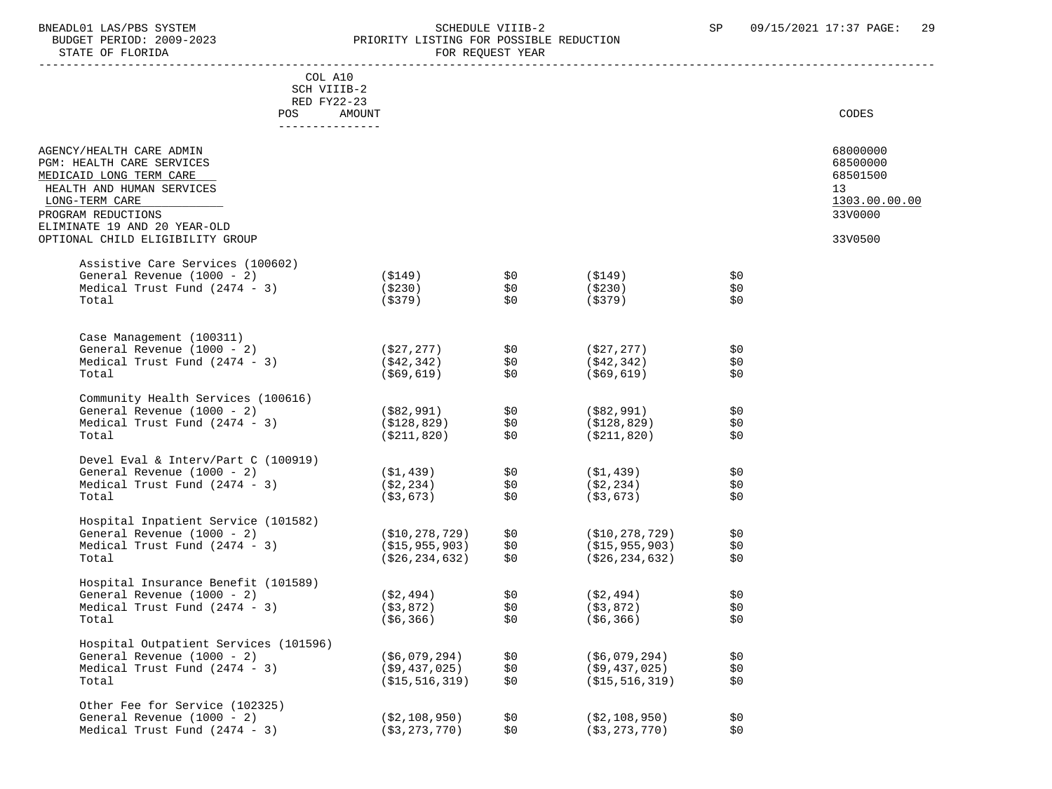COL A10
SCH VIIIB-2
RED FY22-23

| | POS | AMOUNT | | | | CODES |
|---|---|---|---|---|---|---|
| AGENCY/HEALTH CARE ADMIN | | | | | | 68000000 |
| PGM: HEALTH CARE SERVICES | | | | | | 68500000 |
| MEDICAID LONG TERM CARE | | | | | | 68501500 |
| HEALTH AND HUMAN SERVICES | | | | | | 13 |
| LONG-TERM CARE | | | | | | 1303.00.00.00 |
| PROGRAM REDUCTIONS | | | | | | 33V0000 |
| ELIMINATE 19 AND 20 YEAR-OLD OPTIONAL CHILD ELIGIBILITY GROUP | | | | | | 33V0500 |
| Assistive Care Services (100602) | | | | | | |
| General Revenue (1000 - 2) | | ($149) | $0 | ($149) | $0 | |
| Medical Trust Fund (2474 - 3) | | ($230) | $0 | ($230) | $0 | |
| Total | | ($379) | $0 | ($379) | $0 | |
| Case Management (100311) | | | | | | |
| General Revenue (1000 - 2) | | ($27,277) | $0 | ($27,277) | $0 | |
| Medical Trust Fund (2474 - 3) | | ($42,342) | $0 | ($42,342) | $0 | |
| Total | | ($69,619) | $0 | ($69,619) | $0 | |
| Community Health Services (100616) | | | | | | |
| General Revenue (1000 - 2) | | ($82,991) | $0 | ($82,991) | $0 | |
| Medical Trust Fund (2474 - 3) | | ($128,829) | $0 | ($128,829) | $0 | |
| Total | | ($211,820) | $0 | ($211,820) | $0 | |
| Devel Eval & Interv/Part C (100919) | | | | | | |
| General Revenue (1000 - 2) | | ($1,439) | $0 | ($1,439) | $0 | |
| Medical Trust Fund (2474 - 3) | | ($2,234) | $0 | ($2,234) | $0 | |
| Total | | ($3,673) | $0 | ($3,673) | $0 | |
| Hospital Inpatient Service (101582) | | | | | | |
| General Revenue (1000 - 2) | | ($10,278,729) | $0 | ($10,278,729) | $0 | |
| Medical Trust Fund (2474 - 3) | | ($15,955,903) | $0 | ($15,955,903) | $0 | |
| Total | | ($26,234,632) | $0 | ($26,234,632) | $0 | |
| Hospital Insurance Benefit (101589) | | | | | | |
| General Revenue (1000 - 2) | | ($2,494) | $0 | ($2,494) | $0 | |
| Medical Trust Fund (2474 - 3) | | ($3,872) | $0 | ($3,872) | $0 | |
| Total | | ($6,366) | $0 | ($6,366) | $0 | |
| Hospital Outpatient Services (101596) | | | | | | |
| General Revenue (1000 - 2) | | ($6,079,294) | $0 | ($6,079,294) | $0 | |
| Medical Trust Fund (2474 - 3) | | ($9,437,025) | $0 | ($9,437,025) | $0 | |
| Total | | ($15,516,319) | $0 | ($15,516,319) | $0 | |
| Other Fee for Service (102325) | | | | | | |
| General Revenue (1000 - 2) | | ($2,108,950) | $0 | ($2,108,950) | $0 | |
| Medical Trust Fund (2474 - 3) | | ($3,273,770) | $0 | ($3,273,770) | $0 | |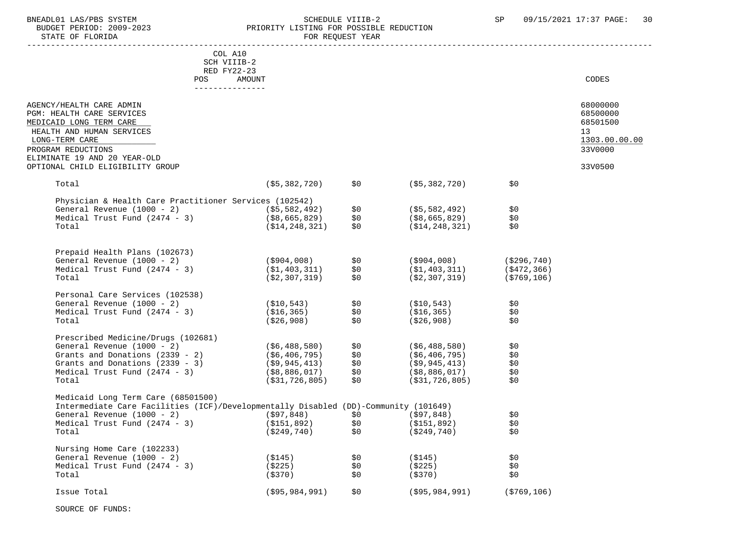BNEADL01 LAS/PBS SYSTEM — SCHEDULE VIIIB-2 — SP 09/15/2021 17:37

BUDGET PERIOD: 2009-2023 — PRIORITY LISTING FOR POSSIBLE REDUCTION

STATE OF FLORIDA — FOR REQUEST YEAR

COL A10 SCH VIIIB-2 RED FY22-23

| | POS | AMOUNT | | | | CODES |
|---|---|---|---|---|---|---|
| AGENCY/HEALTH CARE ADMIN | | | | | | 68000000 |
| PGM: HEALTH CARE SERVICES | | | | | | 68500000 |
| MEDICAID LONG TERM CARE | | | | | | 68501500 |
| HEALTH AND HUMAN SERVICES | | | | | | 13 |
| LONG-TERM CARE | | | | | | 1303.00.00.00 |
| PROGRAM REDUCTIONS | | | | | | 33V0000 |
| ELIMINATE 19 AND 20 YEAR-OLD OPTIONAL CHILD ELIGIBILITY GROUP | | | | | | 33V0500 |
| Total | | ($5,382,720) | $0 | ($5,382,720) | $0 | |
| **Physician & Health Care Practitioner Services (102542)** | | | | | | |
| General Revenue (1000 - 2) | | ($5,582,492) | $0 | ($5,582,492) | $0 | |
| Medical Trust Fund (2474 - 3) | | ($8,665,829) | $0 | ($8,665,829) | $0 | |
| Total | | ($14,248,321) | $0 | ($14,248,321) | $0 | |
| **Prepaid Health Plans (102673)** | | | | | | |
| General Revenue (1000 - 2) | | ($904,008) | $0 | ($904,008) | ($296,740) | |
| Medical Trust Fund (2474 - 3) | | ($1,403,311) | $0 | ($1,403,311) | ($472,366) | |
| Total | | ($2,307,319) | $0 | ($2,307,319) | ($769,106) | |
| **Personal Care Services (102538)** | | | | | | |
| General Revenue (1000 - 2) | | ($10,543) | $0 | ($10,543) | $0 | |
| Medical Trust Fund (2474 - 3) | | ($16,365) | $0 | ($16,365) | $0 | |
| Total | | ($26,908) | $0 | ($26,908) | $0 | |
| **Prescribed Medicine/Drugs (102681)** | | | | | | |
| General Revenue (1000 - 2) | | ($6,488,580) | $0 | ($6,488,580) | $0 | |
| Grants and Donations (2339 - 2) | | ($6,406,795) | $0 | ($6,406,795) | $0 | |
| Grants and Donations (2339 - 3) | | ($9,945,413) | $0 | ($9,945,413) | $0 | |
| Medical Trust Fund (2474 - 3) | | ($8,886,017) | $0 | ($8,886,017) | $0 | |
| Total | | ($31,726,805) | $0 | ($31,726,805) | $0 | |
| **Medicaid Long Term Care (68501500)** | | | | | | |
| **Intermediate Care Facilities (ICF)/Developmentally Disabled (DD)-Community (101649)** | | | | | | |
| General Revenue (1000 - 2) | | ($97,848) | $0 | ($97,848) | $0 | |
| Medical Trust Fund (2474 - 3) | | ($151,892) | $0 | ($151,892) | $0 | |
| Total | | ($249,740) | $0 | ($249,740) | $0 | |
| **Nursing Home Care (102233)** | | | | | | |
| General Revenue (1000 - 2) | | ($145) | $0 | ($145) | $0 | |
| Medical Trust Fund (2474 - 3) | | ($225) | $0 | ($225) | $0 | |
| Total | | ($370) | $0 | ($370) | $0 | |
| Issue Total | | ($95,984,991) | $0 | ($95,984,991) | ($769,106) | |

SOURCE OF FUNDS: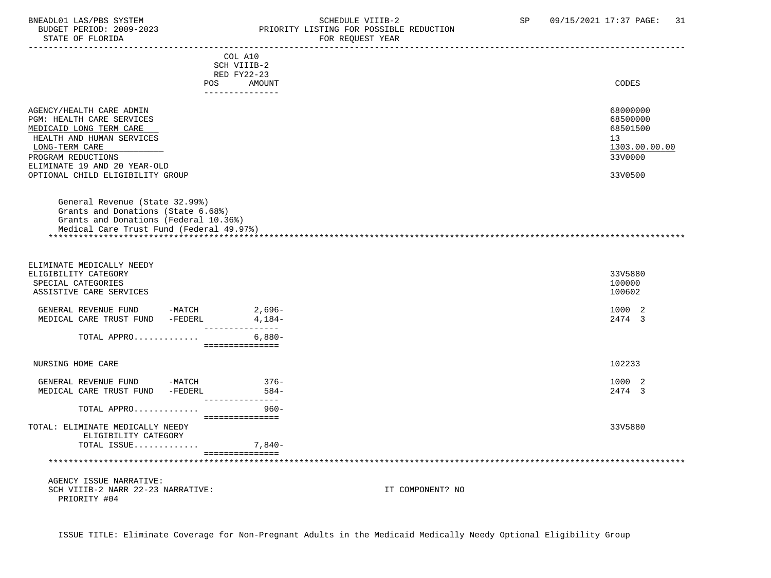COL A10
SCH VIIIB-2
RED FY22-23
POS AMOUNT

| | | CODES |
|---|---|---|
| AGENCY/HEALTH CARE ADMIN | | 68000000 |
| PGM: HEALTH CARE SERVICES | | 68500000 |
| MEDICAID LONG TERM CARE | | 68501500 |
| HEALTH AND HUMAN SERVICES | | 13 |
| LONG-TERM CARE | | 1303.00.00.00 |
| PROGRAM REDUCTIONS | | 33V0000 |
| ELIMINATE 19 AND 20 YEAR-OLD OPTIONAL CHILD ELIGIBILITY GROUP | | 33V0500 |

General Revenue (State 32.99%)
Grants and Donations (State 6.68%)
Grants and Donations (Federal 10.36%)
Medical Care Trust Fund (Federal 49.97%)

*****************************************************************************************************************

| | AMOUNT | CODES |
|---|---|---|
| ELIMINATE MEDICALLY NEEDY ELIGIBILITY CATEGORY | | 33V5880 |
| SPECIAL CATEGORIES | | 100000 |
| ASSISTIVE CARE SERVICES | | 100602 |
| GENERAL REVENUE FUND -MATCH | 2,696- | 1000 2 |
| MEDICAL CARE TRUST FUND -FEDERL | 4,184- | 2474 3 |
| TOTAL APPRO............ | 6,880- | |
| NURSING HOME CARE | | 102233 |
| GENERAL REVENUE FUND -MATCH | 376- | 1000 2 |
| MEDICAL CARE TRUST FUND -FEDERL | 584- | 2474 3 |
| TOTAL APPRO............ | 960- | |
| TOTAL: ELIMINATE MEDICALLY NEEDY ELIGIBILITY CATEGORY | | 33V5880 |
| TOTAL ISSUE............ | 7,840- | |

*****************************************************************************************************************

AGENCY ISSUE NARRATIVE:
SCH VIIIB-2 NARR 22-23 NARRATIVE: IT COMPONENT? NO
PRIORITY #04

ISSUE TITLE: Eliminate Coverage for Non-Pregnant Adults in the Medicaid Medically Needy Optional Eligibility Group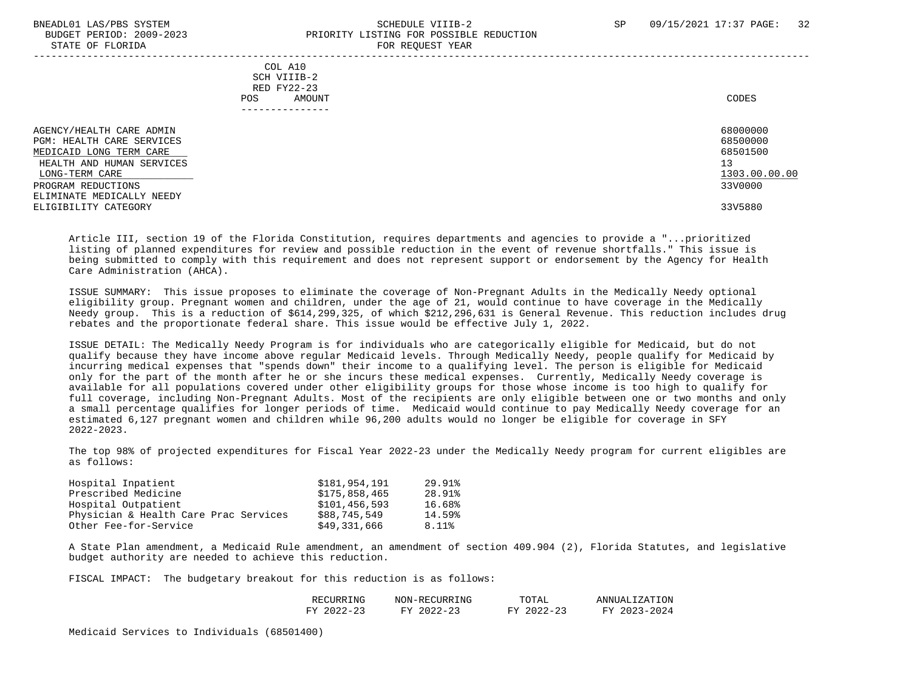| | COL A10 SCH VIIIB-2 RED FY22-23 POS AMOUNT | CODES |
|---|---|---|
| AGENCY/HEALTH CARE ADMIN | | 68000000 |
| PGM: HEALTH CARE SERVICES | | 68500000 |
| MEDICAID LONG TERM CARE | | 68501500 |
| HEALTH AND HUMAN SERVICES | | 13 |
| LONG-TERM CARE | | 1303.00.00.00 |
| PROGRAM REDUCTIONS | | 33V0000 |
| ELIMINATE MEDICALLY NEEDY ELIGIBILITY CATEGORY | | 33V5880 |

Article III, section 19 of the Florida Constitution, requires departments and agencies to provide a "...prioritized listing of planned expenditures for review and possible reduction in the event of revenue shortfalls." This issue is being submitted to comply with this requirement and does not represent support or endorsement by the Agency for Health Care Administration (AHCA).

ISSUE SUMMARY: This issue proposes to eliminate the coverage of Non-Pregnant Adults in the Medically Needy optional eligibility group. Pregnant women and children, under the age of 21, would continue to have coverage in the Medically Needy group. This is a reduction of $614,299,325, of which $212,296,631 is General Revenue. This reduction includes drug rebates and the proportionate federal share. This issue would be effective July 1, 2022.

ISSUE DETAIL: The Medically Needy Program is for individuals who are categorically eligible for Medicaid, but do not qualify because they have income above regular Medicaid levels. Through Medically Needy, people qualify for Medicaid by incurring medical expenses that "spends down" their income to a qualifying level. The person is eligible for Medicaid only for the part of the month after he or she incurs these medical expenses. Currently, Medically Needy coverage is available for all populations covered under other eligibility groups for those whose income is too high to qualify for full coverage, including Non-Pregnant Adults. Most of the recipients are only eligible between one or two months and only a small percentage qualifies for longer periods of time. Medicaid would continue to pay Medically Needy coverage for an estimated 6,127 pregnant women and children while 96,200 adults would no longer be eligible for coverage in SFY 2022-2023.

The top 98% of projected expenditures for Fiscal Year 2022-23 under the Medically Needy program for current eligibles are as follows:

| | | |
|---|---|---|
| Hospital Inpatient | $181,954,191 | 29.91% |
| Prescribed Medicine | $175,858,465 | 28.91% |
| Hospital Outpatient | $101,456,593 | 16.68% |
| Physician & Health Care Prac Services | $88,745,549 | 14.59% |
| Other Fee-for-Service | $49,331,666 | 8.11% |

A State Plan amendment, a Medicaid Rule amendment, an amendment of section 409.904 (2), Florida Statutes, and legislative budget authority are needed to achieve this reduction.

FISCAL IMPACT: The budgetary breakout for this reduction is as follows:

| | RECURRING FY 2022-23 | NON-RECURRING FY 2022-23 | TOTAL FY 2022-23 | ANNUALIZATION FY 2023-2024 |
|---|---|---|---|---|
| Medicaid Services to Individuals (68501400) | | | | |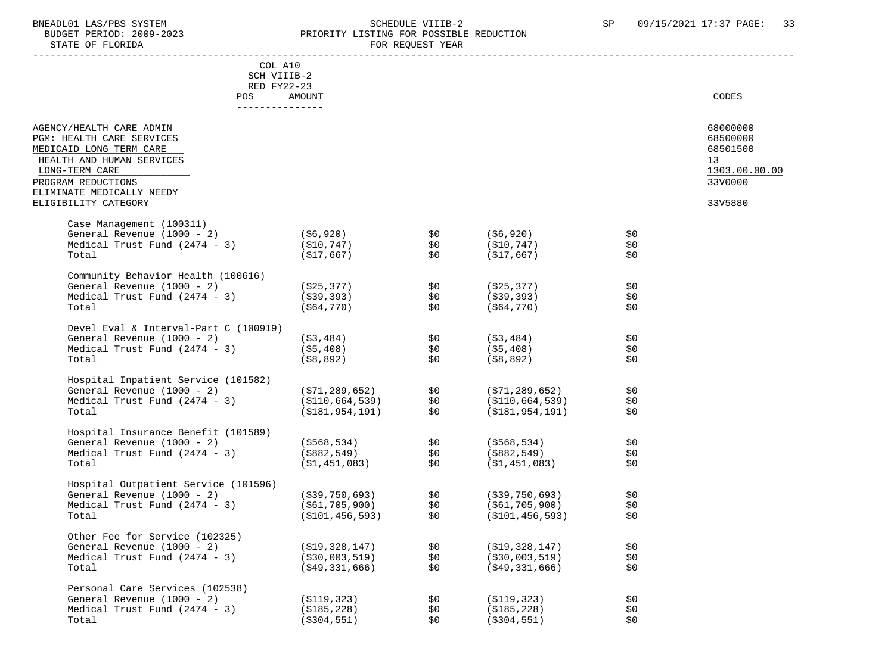SCHEDULE VIIIB-2
PRIORITY LISTING FOR POSSIBLE REDUCTION
FOR REQUEST YEAR

BNEADL01 LAS/PBS SYSTEM
BUDGET PERIOD: 2009-2023
STATE OF FLORIDA

| | COL A10 SCH VIIIB-2 RED FY22-23 POS AMOUNT | | | | CODES |
|---|---|---|---|---|---|
| AGENCY/HEALTH CARE ADMIN | | | | | 68000000 |
| PGM: HEALTH CARE SERVICES | | | | | 68500000 |
| MEDICAID LONG TERM CARE | | | | | 68501500 |
| HEALTH AND HUMAN SERVICES | | | | | 13 |
| LONG-TERM CARE | | | | | 1303.00.00.00 |
| PROGRAM REDUCTIONS | | | | | 33V0000 |
| ELIMINATE MEDICALLY NEEDY ELIGIBILITY CATEGORY | | | | | 33V5880 |
| Case Management (100311) | | | | | |
| General Revenue (1000 - 2) | ($6,920) | $0 | ($6,920) | $0 | |
| Medical Trust Fund (2474 - 3) | ($10,747) | $0 | ($10,747) | $0 | |
| Total | ($17,667) | $0 | ($17,667) | $0 | |
| Community Behavior Health (100616) | | | | | |
| General Revenue (1000 - 2) | ($25,377) | $0 | ($25,377) | $0 | |
| Medical Trust Fund (2474 - 3) | ($39,393) | $0 | ($39,393) | $0 | |
| Total | ($64,770) | $0 | ($64,770) | $0 | |
| Devel Eval & Interval-Part C (100919) | | | | | |
| General Revenue (1000 - 2) | ($3,484) | $0 | ($3,484) | $0 | |
| Medical Trust Fund (2474 - 3) | ($5,408) | $0 | ($5,408) | $0 | |
| Total | ($8,892) | $0 | ($8,892) | $0 | |
| Hospital Inpatient Service (101582) | | | | | |
| General Revenue (1000 - 2) | ($71,289,652) | $0 | ($71,289,652) | $0 | |
| Medical Trust Fund (2474 - 3) | ($110,664,539) | $0 | ($110,664,539) | $0 | |
| Total | ($181,954,191) | $0 | ($181,954,191) | $0 | |
| Hospital Insurance Benefit (101589) | | | | | |
| General Revenue (1000 - 2) | ($568,534) | $0 | ($568,534) | $0 | |
| Medical Trust Fund (2474 - 3) | ($882,549) | $0 | ($882,549) | $0 | |
| Total | ($1,451,083) | $0 | ($1,451,083) | $0 | |
| Hospital Outpatient Service (101596) | | | | | |
| General Revenue (1000 - 2) | ($39,750,693) | $0 | ($39,750,693) | $0 | |
| Medical Trust Fund (2474 - 3) | ($61,705,900) | $0 | ($61,705,900) | $0 | |
| Total | ($101,456,593) | $0 | ($101,456,593) | $0 | |
| Other Fee for Service (102325) | | | | | |
| General Revenue (1000 - 2) | ($19,328,147) | $0 | ($19,328,147) | $0 | |
| Medical Trust Fund (2474 - 3) | ($30,003,519) | $0 | ($30,003,519) | $0 | |
| Total | ($49,331,666) | $0 | ($49,331,666) | $0 | |
| Personal Care Services (102538) | | | | | |
| General Revenue (1000 - 2) | ($119,323) | $0 | ($119,323) | $0 | |
| Medical Trust Fund (2474 - 3) | ($185,228) | $0 | ($185,228) | $0 | |
| Total | ($304,551) | $0 | ($304,551) | $0 | |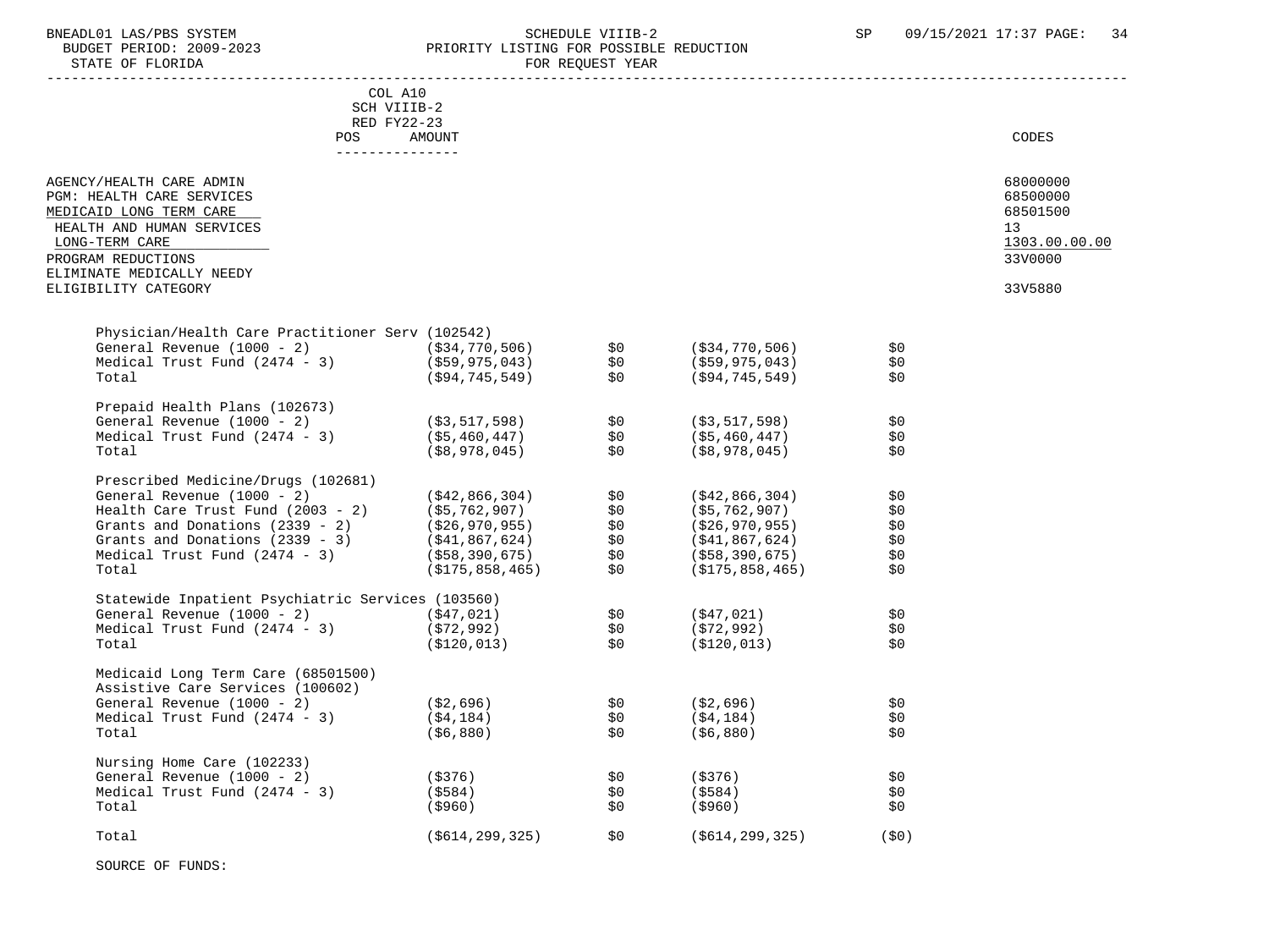BNEADL01 LAS/PBS SYSTEM SCHEDULE VIIIB-2 SP 09/15/2021 17:37
BUDGET PERIOD: 2009-2023 PRIORITY LISTING FOR POSSIBLE REDUCTION
STATE OF FLORIDA FOR REQUEST YEAR

| | COL A10 SCH VIIIB-2 RED FY22-23 POS | AMOUNT | | | | CODES |
|---|---|---|---|---|---|---|
| AGENCY/HEALTH CARE ADMIN | | | | | | 68000000 |
| PGM: HEALTH CARE SERVICES | | | | | | 68500000 |
| MEDICAID LONG TERM CARE | | | | | | 68501500 |
| HEALTH AND HUMAN SERVICES | | | | | | 13 |
| LONG-TERM CARE | | | | | | 1303.00.00.00 |
| PROGRAM REDUCTIONS | | | | | | 33V0000 |
| ELIMINATE MEDICALLY NEEDY ELIGIBILITY CATEGORY | | | | | | 33V5880 |
| Physician/Health Care Practitioner Serv (102542) | | | | | | |
| General Revenue (1000 - 2) | | ($34,770,506) | $0 | ($34,770,506) | $0 | |
| Medical Trust Fund (2474 - 3) | | ($59,975,043) | $0 | ($59,975,043) | $0 | |
| Total | | ($94,745,549) | $0 | ($94,745,549) | $0 | |
| Prepaid Health Plans (102673) | | | | | | |
| General Revenue (1000 - 2) | | ($3,517,598) | $0 | ($3,517,598) | $0 | |
| Medical Trust Fund (2474 - 3) | | ($5,460,447) | $0 | ($5,460,447) | $0 | |
| Total | | ($8,978,045) | $0 | ($8,978,045) | $0 | |
| Prescribed Medicine/Drugs (102681) | | | | | | |
| General Revenue (1000 - 2) | | ($42,866,304) | $0 | ($42,866,304) | $0 | |
| Health Care Trust Fund (2003 - 2) | | ($5,762,907) | $0 | ($5,762,907) | $0 | |
| Grants and Donations (2339 - 2) | | ($26,970,955) | $0 | ($26,970,955) | $0 | |
| Grants and Donations (2339 - 3) | | ($41,867,624) | $0 | ($41,867,624) | $0 | |
| Medical Trust Fund (2474 - 3) | | ($58,390,675) | $0 | ($58,390,675) | $0 | |
| Total | | ($175,858,465) | $0 | ($175,858,465) | $0 | |
| Statewide Inpatient Psychiatric Services (103560) | | | | | | |
| General Revenue (1000 - 2) | | ($47,021) | $0 | ($47,021) | $0 | |
| Medical Trust Fund (2474 - 3) | | ($72,992) | $0 | ($72,992) | $0 | |
| Total | | ($120,013) | $0 | ($120,013) | $0 | |
| Medicaid Long Term Care (68501500) Assistive Care Services (100602) | | | | | | |
| General Revenue (1000 - 2) | | ($2,696) | $0 | ($2,696) | $0 | |
| Medical Trust Fund (2474 - 3) | | ($4,184) | $0 | ($4,184) | $0 | |
| Total | | ($6,880) | $0 | ($6,880) | $0 | |
| Nursing Home Care (102233) | | | | | | |
| General Revenue (1000 - 2) | | ($376) | $0 | ($376) | $0 | |
| Medical Trust Fund (2474 - 3) | | ($584) | $0 | ($584) | $0 | |
| Total | | ($960) | $0 | ($960) | $0 | |
| Total | | ($614,299,325) | $0 | ($614,299,325) | ($0) | |

SOURCE OF FUNDS: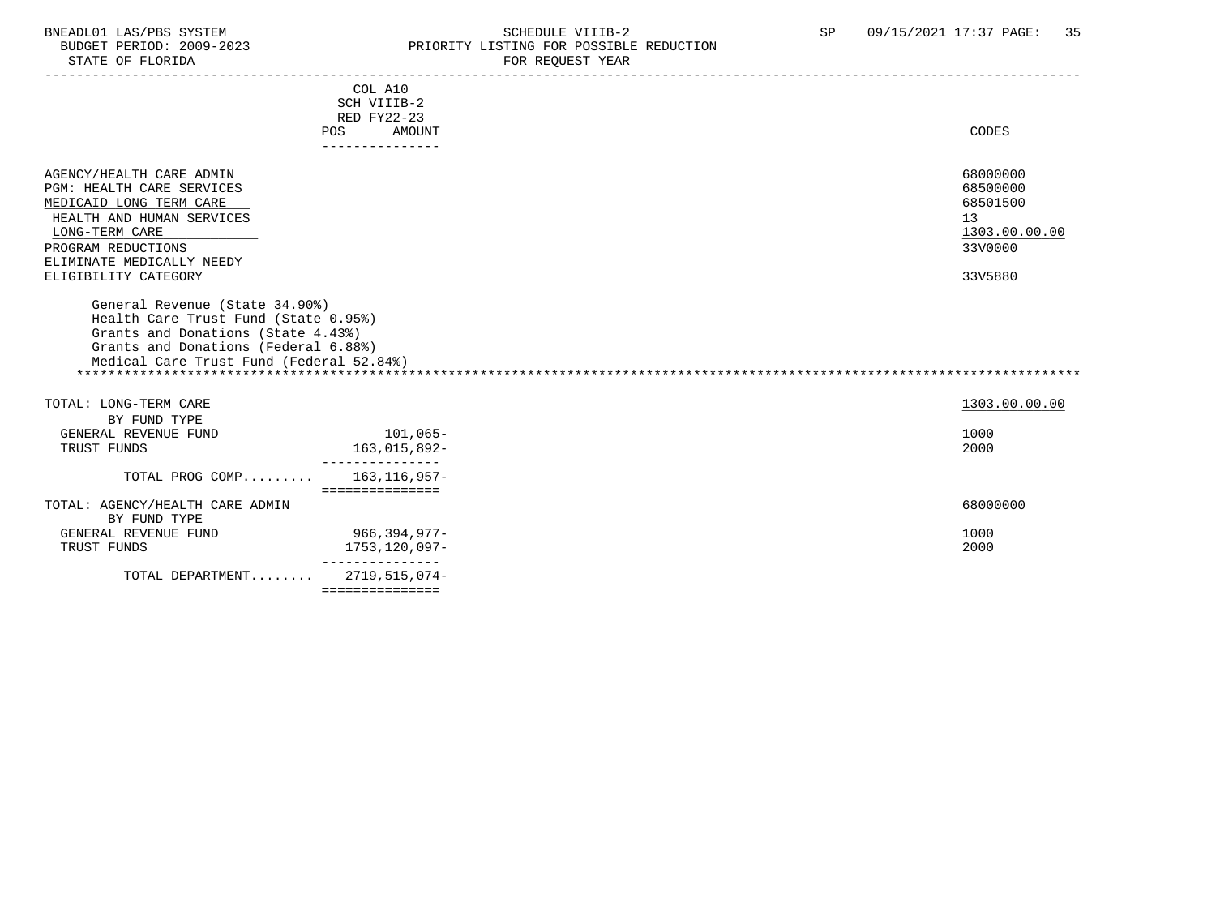COL A10
SCH VIIIB-2
RED FY22-23

| | POS | AMOUNT | CODES |
|---|---|---|---|
| AGENCY/HEALTH CARE ADMIN | | | 68000000 |
| PGM: HEALTH CARE SERVICES | | | 68500000 |
| MEDICAID LONG TERM CARE | | | 68501500 |
| HEALTH AND HUMAN SERVICES | | | 13 |
| LONG-TERM CARE | | | 1303.00.00.00 |
| PROGRAM REDUCTIONS | | | 33V0000 |
| ELIMINATE MEDICALLY NEEDY ELIGIBILITY CATEGORY | | | 33V5880 |

General Revenue (State 34.90%)
Health Care Trust Fund (State 0.95%)
Grants and Donations (State 4.43%)
Grants and Donations (Federal 6.88%)
Medical Care Trust Fund (Federal 52.84%)

| | POS | AMOUNT | CODES |
|---|---|---|---|
| TOTAL: LONG-TERM CARE | | | 1303.00.00.00 |
| BY FUND TYPE | | | |
| GENERAL REVENUE FUND | | 101,065- | 1000 |
| TRUST FUNDS | | 163,015,892- | 2000 |
| TOTAL PROG COMP......... | | 163,116,957- | |
| TOTAL: AGENCY/HEALTH CARE ADMIN | | | 68000000 |
| BY FUND TYPE | | | |
| GENERAL REVENUE FUND | | 966,394,977- | 1000 |
| TRUST FUNDS | | 1753,120,097- | 2000 |
| TOTAL DEPARTMENT........ | | 2719,515,074- | |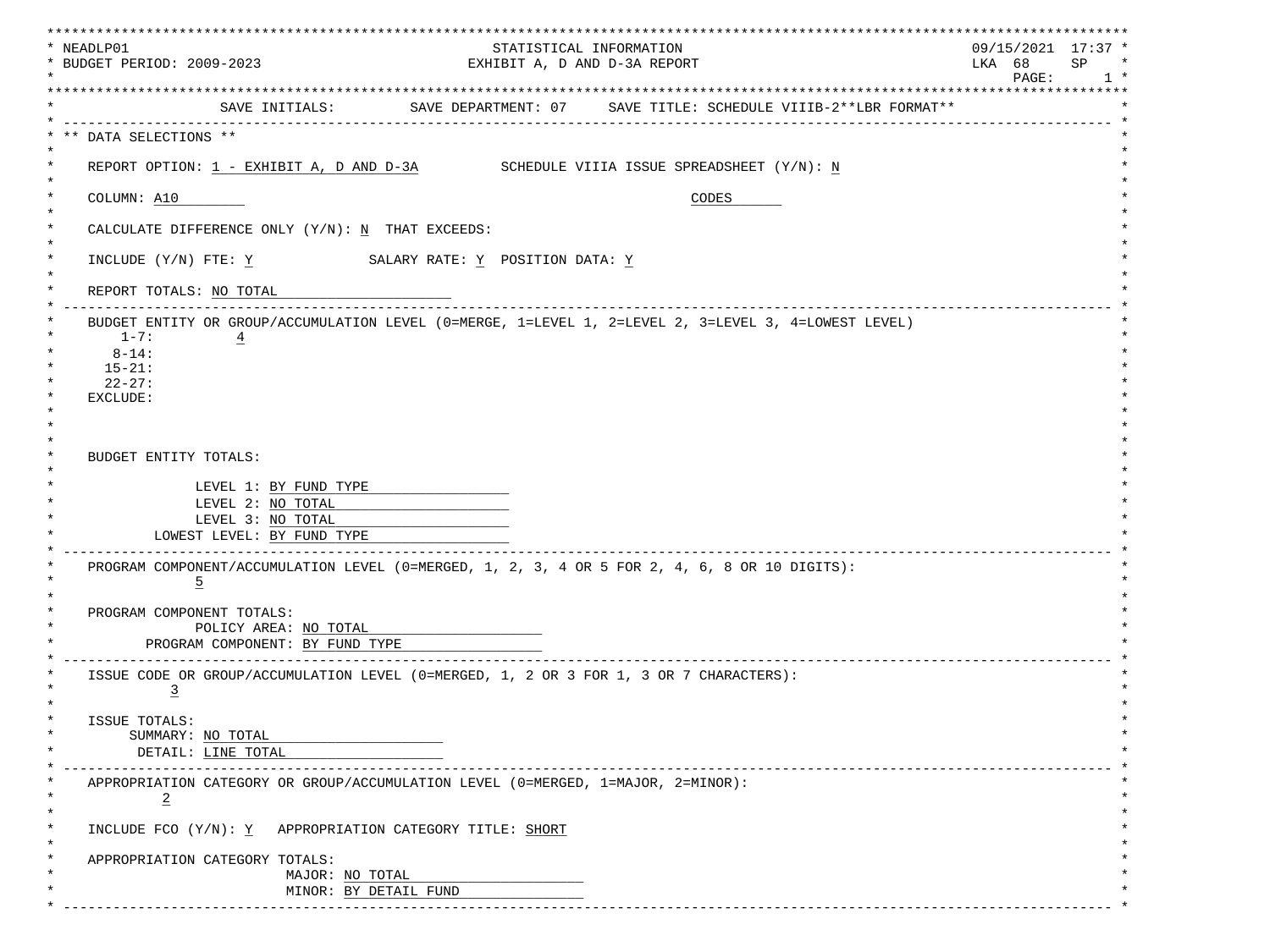```
*******************************************************************************************************************************
* NEADLP01                                          STATISTICAL INFORMATION                                    09/15/2021  17:37 *
* BUDGET PERIOD: 2009-2023                        EXHIBIT A, D AND D-3A REPORT                                 LKA  68     SP    *
*                                                                                                                 PAGE:      1 *
*******************************************************************************************************************************
*                   SAVE INITIALS:         SAVE DEPARTMENT: 07     SAVE TITLE: SCHEDULE VIIIB-2**LBR FORMAT**                  *
* ----------------------------------------------------------------------------------------------------------------------------- *
* ** DATA SELECTIONS **                                                                                                         *
*                                                                                                                               *
*    REPORT OPTION: 1 - EXHIBIT A, D AND D-3A          SCHEDULE VIIIA ISSUE SPREADSHEET (Y/N): N                                *
*                                                                                                                               *
*    COLUMN: A10                                                          CODES                                                 *
*                                                                                                                               *
*    CALCULATE DIFFERENCE ONLY (Y/N): N  THAT EXCEEDS:                                                                          *
*                                                                                                                               *
*    INCLUDE (Y/N) FTE: Y             SALARY RATE: Y  POSITION DATA: Y                                                          *
*                                                                                                                               *
*    REPORT TOTALS: NO TOTAL                                                                                                    *
* ----------------------------------------------------------------------------------------------------------------------------- *
*    BUDGET ENTITY OR GROUP/ACCUMULATION LEVEL (0=MERGE, 1=LEVEL 1, 2=LEVEL 2, 3=LEVEL 3, 4=LOWEST LEVEL)                       *
*        1-7:          4                                                                                                        *
*       8-14:                                                                                                                   *
*      15-21:                                                                                                                   *
*      22-27:                                                                                                                   *
*    EXCLUDE:                                                                                                                   *
*                                                                                                                               *
*                                                                                                                               *
*                                                                                                                               *
*    BUDGET ENTITY TOTALS:                                                                                                      *
*                                                                                                                               *
*                 LEVEL 1: BY FUND TYPE                                                                                         *
*                 LEVEL 2: NO TOTAL                                                                                             *
*                 LEVEL 3: NO TOTAL                                                                                             *
*            LOWEST LEVEL: BY FUND TYPE                                                                                         *
* ----------------------------------------------------------------------------------------------------------------------------- *
*    PROGRAM COMPONENT/ACCUMULATION LEVEL (0=MERGED, 1, 2, 3, 4 OR 5 FOR 2, 4, 6, 8 OR 10 DIGITS):                              *
*                 5                                                                                                             *
*                                                                                                                               *
*    PROGRAM COMPONENT TOTALS:                                                                                                  *
*                 POLICY AREA: NO TOTAL                                                                                         *
*           PROGRAM COMPONENT: BY FUND TYPE                                                                                     *
* ----------------------------------------------------------------------------------------------------------------------------- *
*    ISSUE CODE OR GROUP/ACCUMULATION LEVEL (0=MERGED, 1, 2 OR 3 FOR 1, 3 OR 7 CHARACTERS):                                     *
*            3                                                                                                                  *
*                                                                                                                               *
*    ISSUE TOTALS:                                                                                                              *
*         SUMMARY: NO TOTAL                                                                                                     *
*          DETAIL: LINE TOTAL                                                                                                   *
* ----------------------------------------------------------------------------------------------------------------------------- *
*    APPROPRIATION CATEGORY OR GROUP/ACCUMULATION LEVEL (0=MERGED, 1=MAJOR, 2=MINOR):                                           *
*           2                                                                                                                   *
*                                                                                                                               *
*    INCLUDE FCO (Y/N): Y   APPROPRIATION CATEGORY TITLE: SHORT                                                                 *
*                                                                                                                               *
*    APPROPRIATION CATEGORY TOTALS:                                                                                             *
*                          MAJOR: NO TOTAL                                                                                      *
*                          MINOR: BY DETAIL FUND                                                                                *
* ----------------------------------------------------------------------------------------------------------------------------- *
```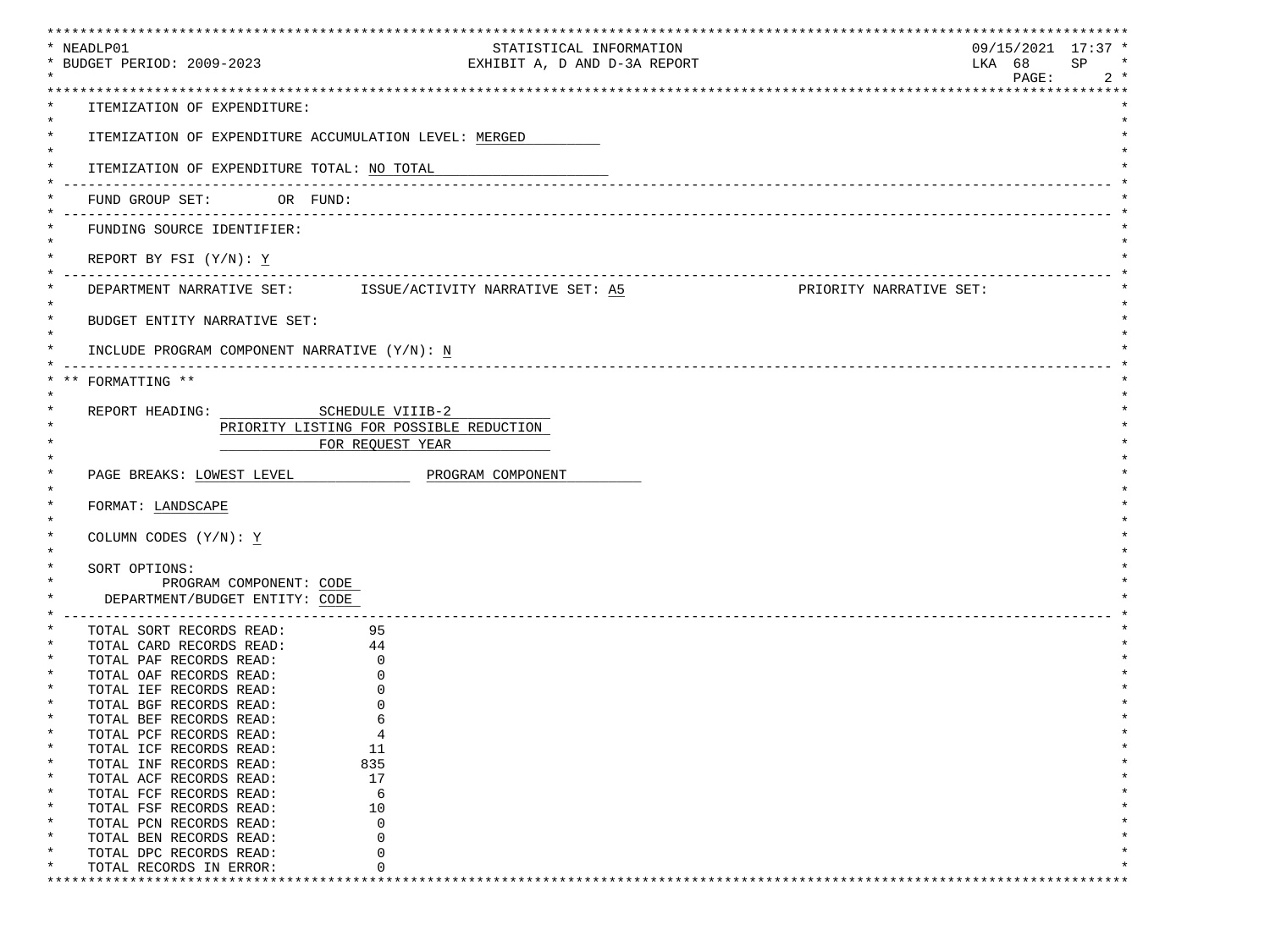NEADLP01 — STATISTICAL INFORMATION — 09/15/2021 17:37

BUDGET PERIOD: 2009-2023 — EXHIBIT A, D AND D-3A REPORT — LKA 68 SP

PAGE: 2

ITEMIZATION OF EXPENDITURE:

ITEMIZATION OF EXPENDITURE ACCUMULATION LEVEL: MERGED

ITEMIZATION OF EXPENDITURE TOTAL: NO TOTAL

---

FUND GROUP SET: OR FUND:

---

FUNDING SOURCE IDENTIFIER:

REPORT BY FSI (Y/N): Y

---

DEPARTMENT NARRATIVE SET: ISSUE/ACTIVITY NARRATIVE SET: A5 PRIORITY NARRATIVE SET:

BUDGET ENTITY NARRATIVE SET:

INCLUDE PROGRAM COMPONENT NARRATIVE (Y/N): N

---

** FORMATTING **

REPORT HEADING: SCHEDULE VIIIB-2
PRIORITY LISTING FOR POSSIBLE REDUCTION
FOR REQUEST YEAR

PAGE BREAKS: LOWEST LEVEL PROGRAM COMPONENT

FORMAT: LANDSCAPE

COLUMN CODES (Y/N): Y

SORT OPTIONS:
PROGRAM COMPONENT: CODE
DEPARTMENT/BUDGET ENTITY: CODE

---

| | |
|---|---|
| TOTAL SORT RECORDS READ: | 95 |
| TOTAL CARD RECORDS READ: | 44 |
| TOTAL PAF RECORDS READ: | 0 |
| TOTAL OAF RECORDS READ: | 0 |
| TOTAL IEF RECORDS READ: | 0 |
| TOTAL BGF RECORDS READ: | 0 |
| TOTAL BEF RECORDS READ: | 6 |
| TOTAL PCF RECORDS READ: | 4 |
| TOTAL ICF RECORDS READ: | 11 |
| TOTAL INF RECORDS READ: | 835 |
| TOTAL ACF RECORDS READ: | 17 |
| TOTAL FCF RECORDS READ: | 6 |
| TOTAL FSF RECORDS READ: | 10 |
| TOTAL PCN RECORDS READ: | 0 |
| TOTAL BEN RECORDS READ: | 0 |
| TOTAL DPC RECORDS READ: | 0 |
| TOTAL RECORDS IN ERROR: | 0 |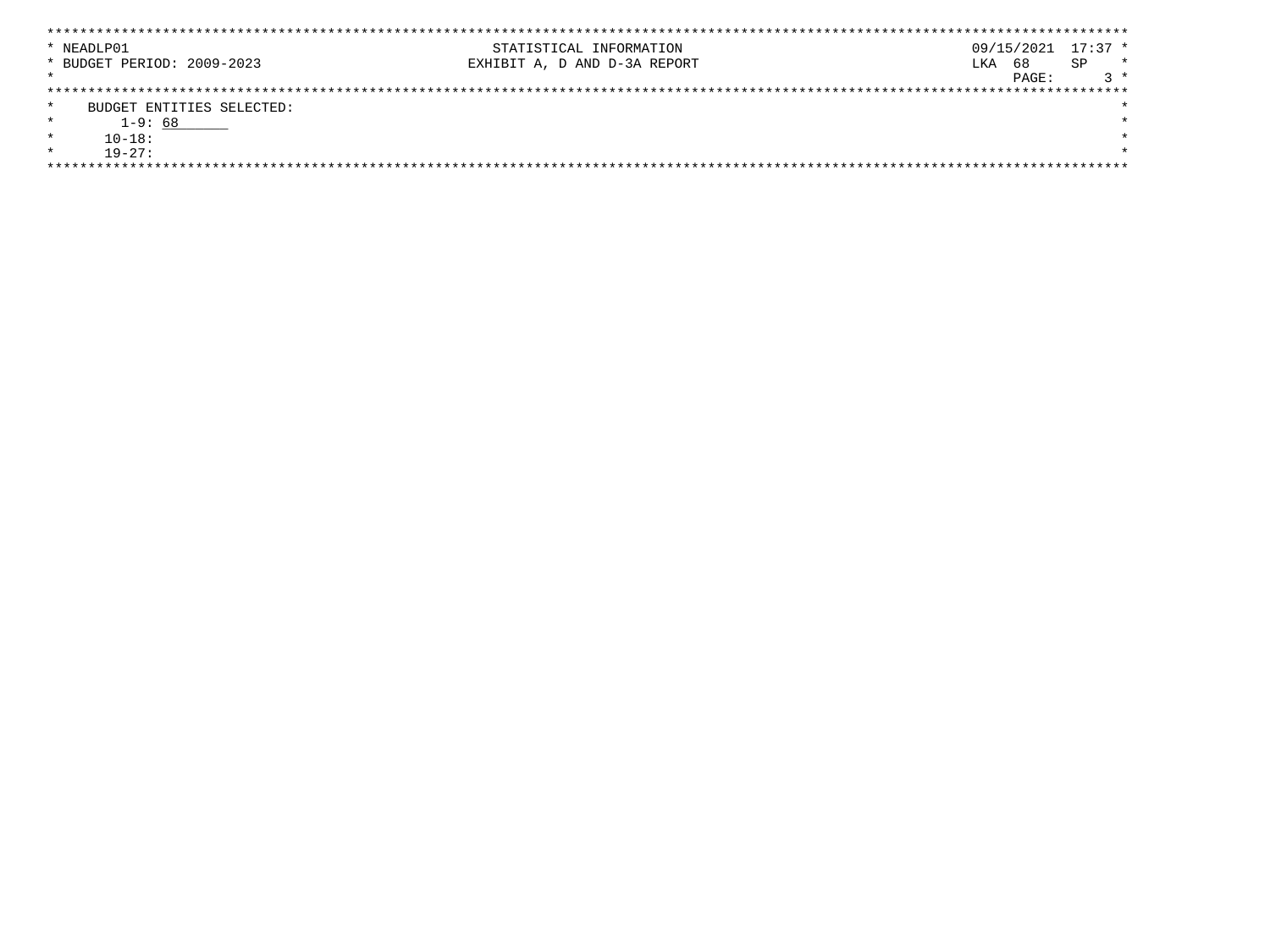```
****************************************************************************************************************************
* NEADLP01                                        STATISTICAL INFORMATION                                09/15/2021  17:37 *
* BUDGET PERIOD: 2009-2023                      EXHIBIT A, D AND D-3A REPORT                             LKA  68     SP    *
*                                                                                                              PAGE:     3 *
****************************************************************************************************************************
*    BUDGET ENTITIES SELECTED:                                                                                             *
*       1-9: 68                                                                                                            *
*      10-18:                                                                                                              *
*      19-27:                                                                                                              *
****************************************************************************************************************************
```